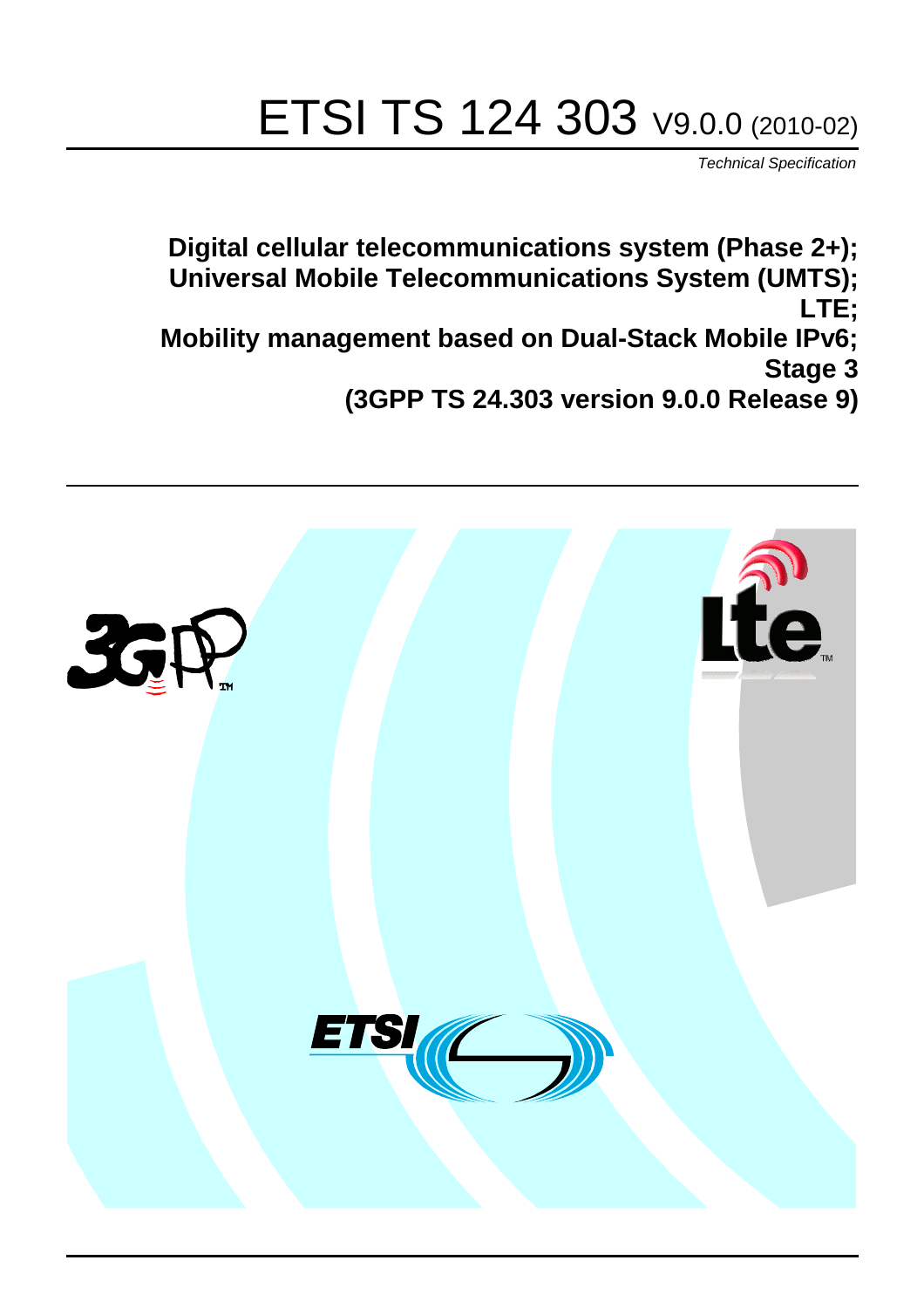# ETSI TS 124 303 V9.0.0 (2010-02)

*Technical Specification*

**Digital cellular telecommunications system (Phase 2+);**
**Universal Mobile Telecommunications System (UMTS);**
**LTE;**
**Mobility management based on Dual-Stack Mobile IPv6;**
**Stage 3**
**(3GPP TS 24.303 version 9.0.0 Release 9)**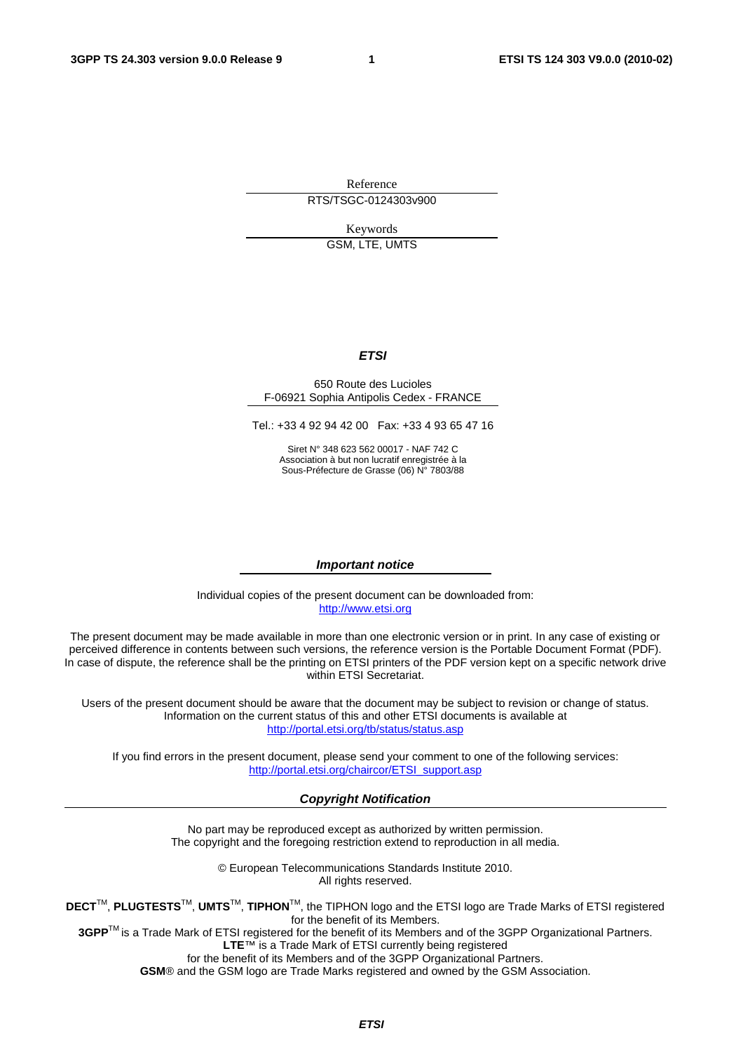Reference

RTS/TSGC-0124303v900

Keywords

GSM, LTE, UMTS

***ETSI***

650 Route des Lucioles
F-06921 Sophia Antipolis Cedex - FRANCE

Tel.: +33 4 92 94 42 00 Fax: +33 4 93 65 47 16

Siret N° 348 623 562 00017 - NAF 742 C
Association à but non lucratif enregistrée à la
Sous-Préfecture de Grasse (06) N° 7803/88

***Important notice***

Individual copies of the present document can be downloaded from:
http://www.etsi.org

The present document may be made available in more than one electronic version or in print. In any case of existing or perceived difference in contents between such versions, the reference version is the Portable Document Format (PDF). In case of dispute, the reference shall be the printing on ETSI printers of the PDF version kept on a specific network drive within ETSI Secretariat.

Users of the present document should be aware that the document may be subject to revision or change of status. Information on the current status of this and other ETSI documents is available at
http://portal.etsi.org/tb/status/status.asp

If you find errors in the present document, please send your comment to one of the following services:
http://portal.etsi.org/chaircor/ETSI_support.asp

***Copyright Notification***

No part may be reproduced except as authorized by written permission.
The copyright and the foregoing restriction extend to reproduction in all media.

© European Telecommunications Standards Institute 2010.
All rights reserved.

**DECT**™, **PLUGTESTS**™, **UMTS**™, **TIPHON**™, the TIPHON logo and the ETSI logo are Trade Marks of ETSI registered for the benefit of its Members.
**3GPP**™ is a Trade Mark of ETSI registered for the benefit of its Members and of the 3GPP Organizational Partners.
**LTE**™ is a Trade Mark of ETSI currently being registered
for the benefit of its Members and of the 3GPP Organizational Partners.
**GSM**® and the GSM logo are Trade Marks registered and owned by the GSM Association.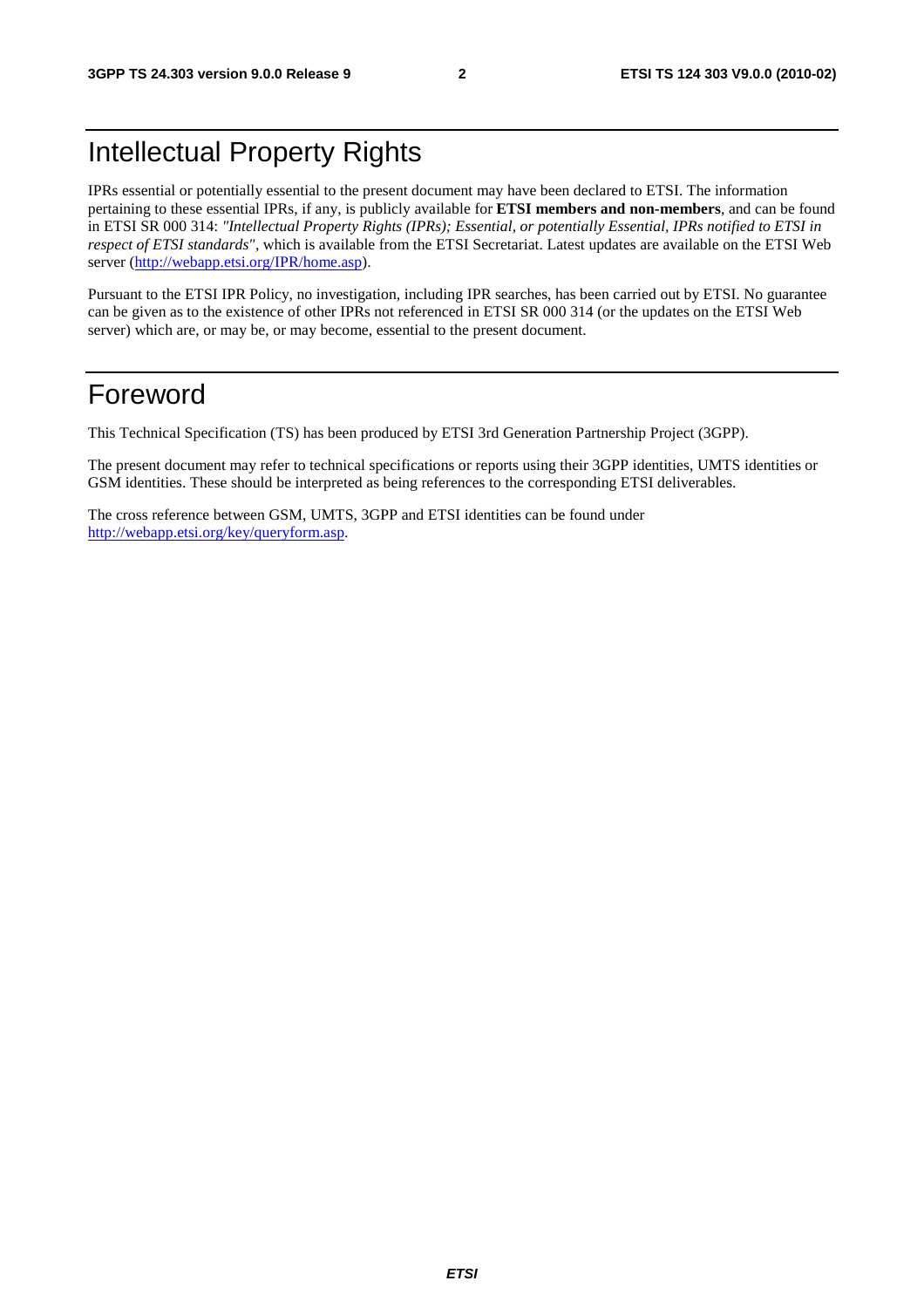# Intellectual Property Rights

IPRs essential or potentially essential to the present document may have been declared to ETSI. The information pertaining to these essential IPRs, if any, is publicly available for **ETSI members and non-members**, and can be found in ETSI SR 000 314: *"Intellectual Property Rights (IPRs); Essential, or potentially Essential, IPRs notified to ETSI in respect of ETSI standards"*, which is available from the ETSI Secretariat. Latest updates are available on the ETSI Web server (http://webapp.etsi.org/IPR/home.asp).

Pursuant to the ETSI IPR Policy, no investigation, including IPR searches, has been carried out by ETSI. No guarantee can be given as to the existence of other IPRs not referenced in ETSI SR 000 314 (or the updates on the ETSI Web server) which are, or may be, or may become, essential to the present document.

# Foreword

This Technical Specification (TS) has been produced by ETSI 3rd Generation Partnership Project (3GPP).

The present document may refer to technical specifications or reports using their 3GPP identities, UMTS identities or GSM identities. These should be interpreted as being references to the corresponding ETSI deliverables.

The cross reference between GSM, UMTS, 3GPP and ETSI identities can be found under http://webapp.etsi.org/key/queryform.asp.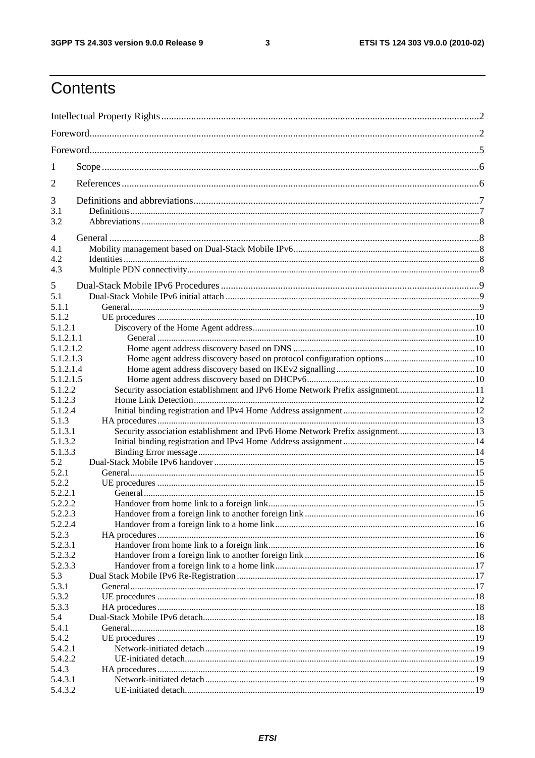# Contents

Intellectual Property Rights ..... 2

Foreword ..... 2

Foreword ..... 5

1 Scope ..... 6

2 References ..... 6

3 Definitions and abbreviations ..... 7
3.1 Definitions ..... 7
3.2 Abbreviations ..... 8

4 General ..... 8
4.1 Mobility management based on Dual-Stack Mobile IPv6 ..... 8
4.2 Identities ..... 8
4.3 Multiple PDN connectivity ..... 8

5 Dual-Stack Mobile IPv6 Procedures ..... 9
5.1 Dual-Stack Mobile IPv6 initial attach ..... 9
5.1.1 General ..... 9
5.1.2 UE procedures ..... 10
5.1.2.1 Discovery of the Home Agent address ..... 10
5.1.2.1.1 General ..... 10
5.1.2.1.2 Home agent address discovery based on DNS ..... 10
5.1.2.1.3 Home agent address discovery based on protocol configuration options ..... 10
5.1.2.1.4 Home agent address discovery based on IKEv2 signalling ..... 10
5.1.2.1.5 Home agent address discovery based on DHCPv6 ..... 10
5.1.2.2 Security association establishment and IPv6 Home Network Prefix assignment ..... 11
5.1.2.3 Home Link Detection ..... 12
5.1.2.4 Initial binding registration and IPv4 Home Address assignment ..... 12
5.1.3 HA procedures ..... 13
5.1.3.1 Security association establishment and IPv6 Home Network Prefix assignment ..... 13
5.1.3.2 Initial binding registration and IPv4 Home Address assignment ..... 14
5.1.3.3 Binding Error message ..... 14
5.2 Dual-Stack Mobile IPv6 handover ..... 15
5.2.1 General ..... 15
5.2.2 UE procedures ..... 15
5.2.2.1 General ..... 15
5.2.2.2 Handover from home link to a foreign link ..... 15
5.2.2.3 Handover from a foreign link to another foreign link ..... 16
5.2.2.4 Handover from a foreign link to a home link ..... 16
5.2.3 HA procedures ..... 16
5.2.3.1 Handover from home link to a foreign link ..... 16
5.2.3.2 Handover from a foreign link to another foreign link ..... 16
5.2.3.3 Handover from a foreign link to a home link ..... 17
5.3 Dual Stack Mobile IPv6 Re-Registration ..... 17
5.3.1 General ..... 17
5.3.2 UE procedures ..... 18
5.3.3 HA procedures ..... 18
5.4 Dual-Stack Mobile IPv6 detach ..... 18
5.4.1 General ..... 18
5.4.2 UE procedures ..... 19
5.4.2.1 Network-initiated detach ..... 19
5.4.2.2 UE-initiated detach ..... 19
5.4.3 HA procedures ..... 19
5.4.3.1 Network-initiated detach ..... 19
5.4.3.2 UE-initiated detach ..... 19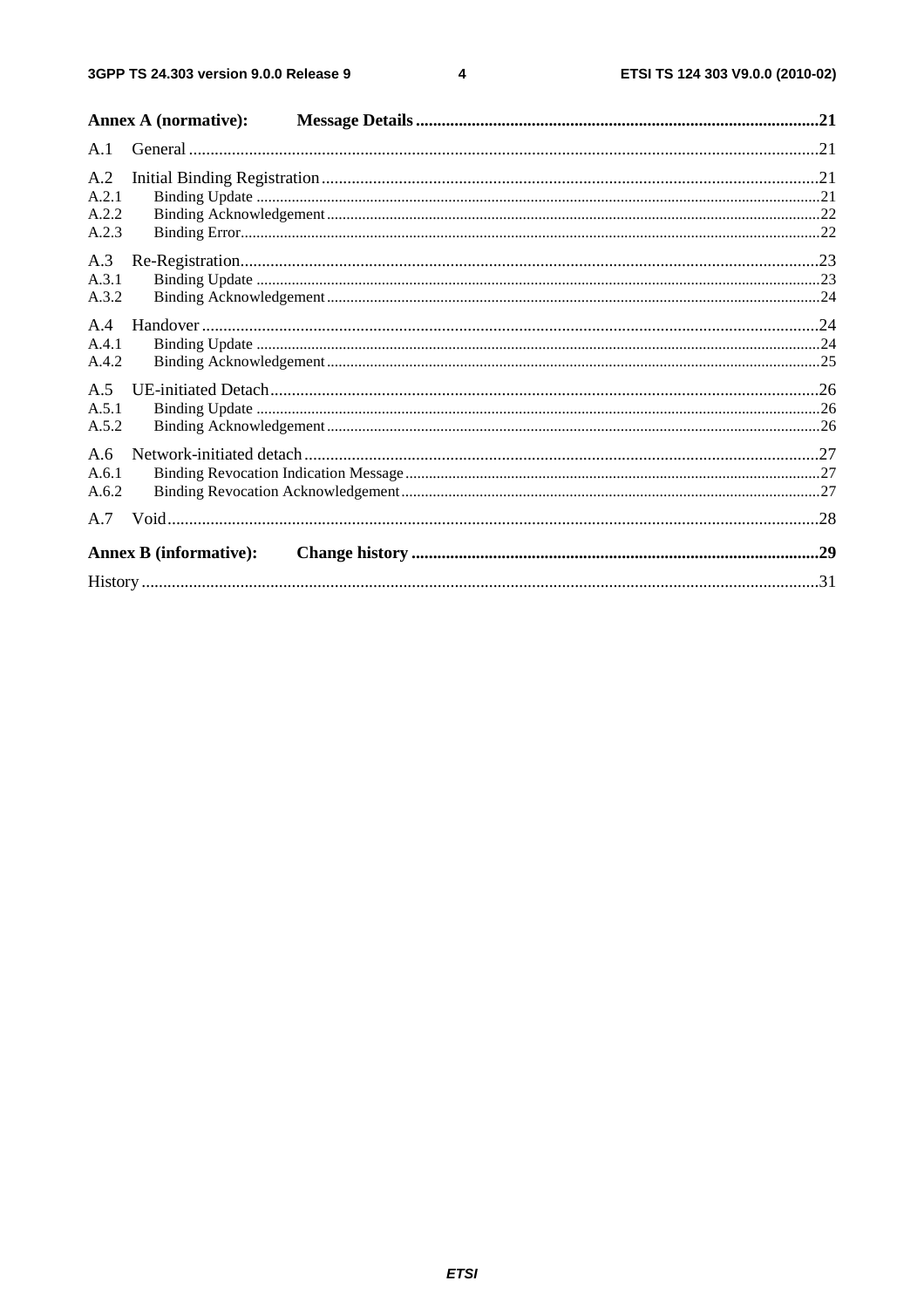Annex A (normative): Message Details ....................................................................................................21

A.1 General ..........................................................................................................................................................21

A.2 Initial Binding Registration ...........................................................................................................................21
A.2.1 Binding Update ...........................................................................................................................................21
A.2.2 Binding Acknowledgement .........................................................................................................................22
A.2.3 Binding Error...............................................................................................................................................22

A.3 Re-Registration..............................................................................................................................................23
A.3.1 Binding Update ...........................................................................................................................................23
A.3.2 Binding Acknowledgement .........................................................................................................................24

A.4 Handover .......................................................................................................................................................24
A.4.1 Binding Update ...........................................................................................................................................24
A.4.2 Binding Acknowledgement .........................................................................................................................25

A.5 UE-initiated Detach.......................................................................................................................................26
A.5.1 Binding Update ...........................................................................................................................................26
A.5.2 Binding Acknowledgement .........................................................................................................................26

A.6 Network-initiated detach ...............................................................................................................................27
A.6.1 Binding Revocation Indication Message .....................................................................................................27
A.6.2 Binding Revocation Acknowledgement ......................................................................................................27

A.7 Void...............................................................................................................................................................28

Annex B (informative): Change history .....................................................................................................29

History ..................................................................................................................................................................31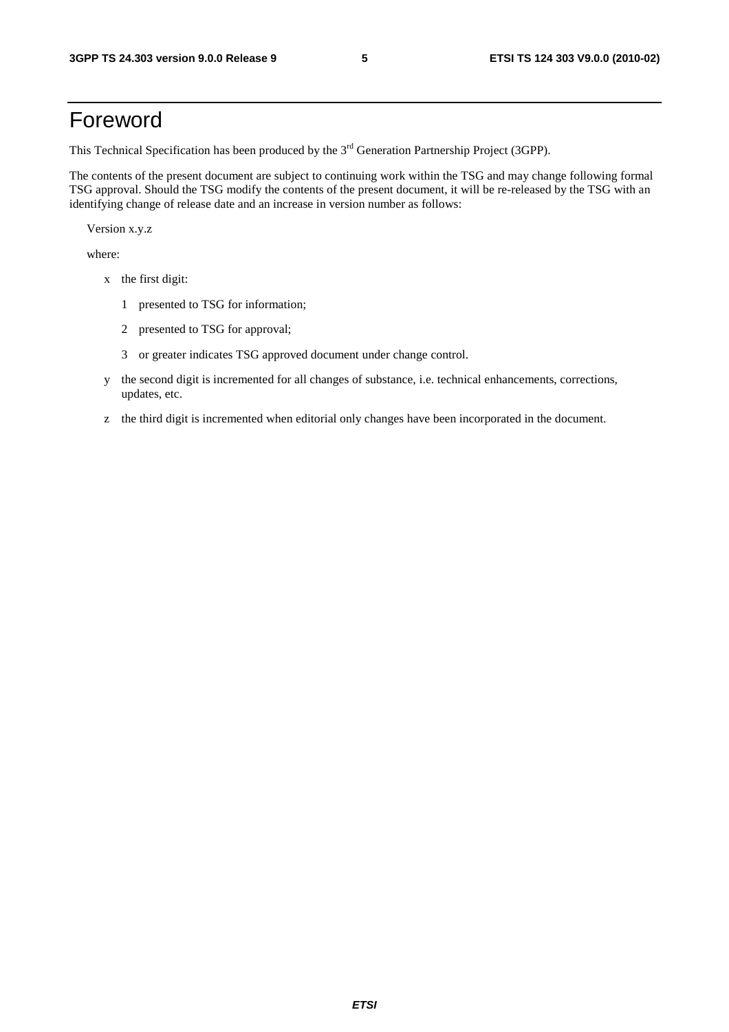# Foreword

This Technical Specification has been produced by the 3rd Generation Partnership Project (3GPP).

The contents of the present document are subject to continuing work within the TSG and may change following formal TSG approval. Should the TSG modify the contents of the present document, it will be re-released by the TSG with an identifying change of release date and an increase in version number as follows:

Version x.y.z

where:

- x the first digit:
  - 1 presented to TSG for information;
  - 2 presented to TSG for approval;
  - 3 or greater indicates TSG approved document under change control.
- y the second digit is incremented for all changes of substance, i.e. technical enhancements, corrections, updates, etc.
- z the third digit is incremented when editorial only changes have been incorporated in the document.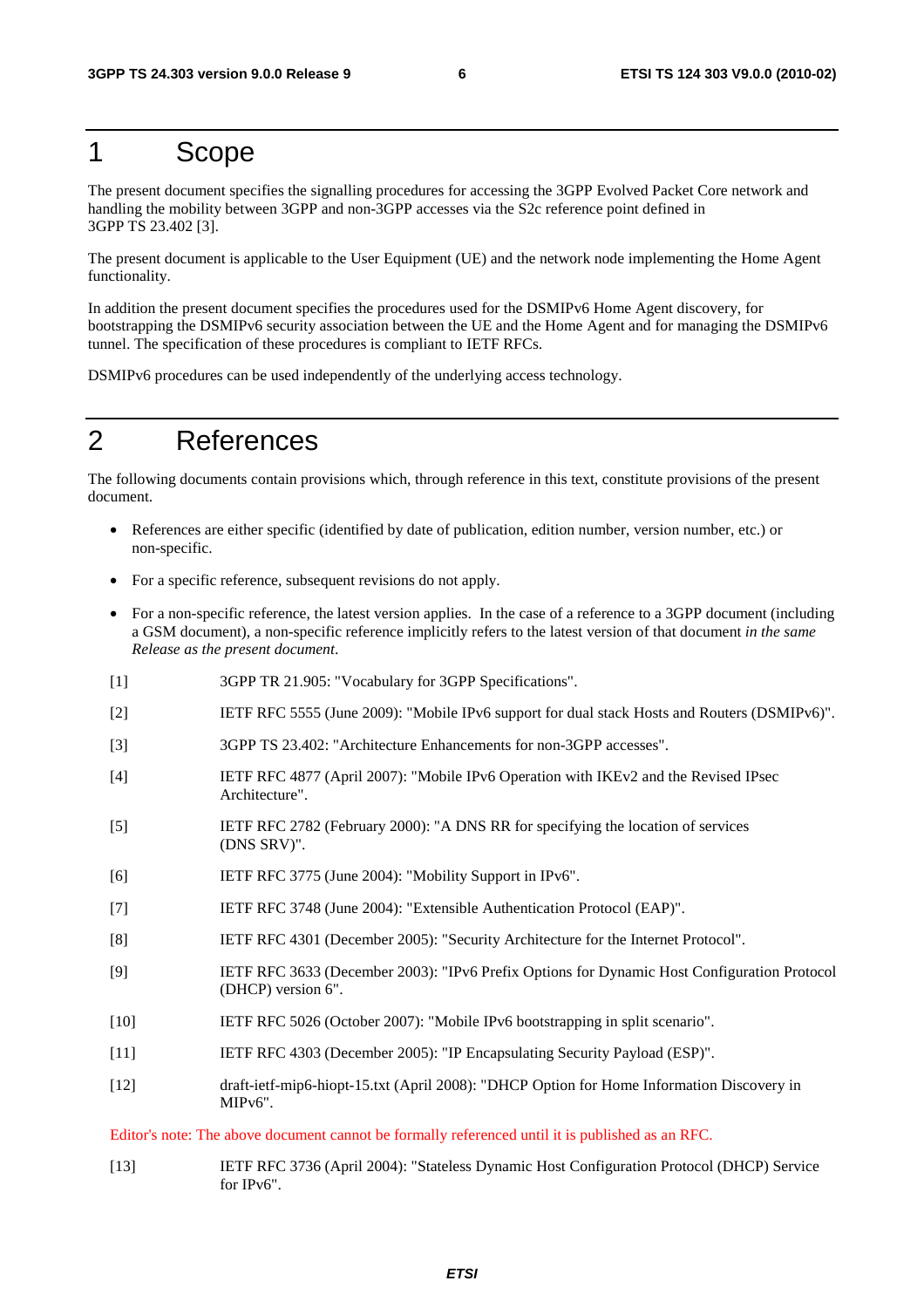# 1 Scope

The present document specifies the signalling procedures for accessing the 3GPP Evolved Packet Core network and handling the mobility between 3GPP and non-3GPP accesses via the S2c reference point defined in 3GPP TS 23.402 [3].

The present document is applicable to the User Equipment (UE) and the network node implementing the Home Agent functionality.

In addition the present document specifies the procedures used for the DSMIPv6 Home Agent discovery, for bootstrapping the DSMIPv6 security association between the UE and the Home Agent and for managing the DSMIPv6 tunnel. The specification of these procedures is compliant to IETF RFCs.

DSMIPv6 procedures can be used independently of the underlying access technology.

# 2 References

The following documents contain provisions which, through reference in this text, constitute provisions of the present document.

- References are either specific (identified by date of publication, edition number, version number, etc.) or non-specific.
- For a specific reference, subsequent revisions do not apply.
- For a non-specific reference, the latest version applies. In the case of a reference to a 3GPP document (including a GSM document), a non-specific reference implicitly refers to the latest version of that document *in the same Release as the present document*.

[1] 3GPP TR 21.905: "Vocabulary for 3GPP Specifications".

[2] IETF RFC 5555 (June 2009): "Mobile IPv6 support for dual stack Hosts and Routers (DSMIPv6)".

[3] 3GPP TS 23.402: "Architecture Enhancements for non-3GPP accesses".

[4] IETF RFC 4877 (April 2007): "Mobile IPv6 Operation with IKEv2 and the Revised IPsec Architecture".

[5] IETF RFC 2782 (February 2000): "A DNS RR for specifying the location of services (DNS SRV)".

[6] IETF RFC 3775 (June 2004): "Mobility Support in IPv6".

[7] IETF RFC 3748 (June 2004): "Extensible Authentication Protocol (EAP)".

[8] IETF RFC 4301 (December 2005): "Security Architecture for the Internet Protocol".

[9] IETF RFC 3633 (December 2003): "IPv6 Prefix Options for Dynamic Host Configuration Protocol (DHCP) version 6".

[10] IETF RFC 5026 (October 2007): "Mobile IPv6 bootstrapping in split scenario".

[11] IETF RFC 4303 (December 2005): "IP Encapsulating Security Payload (ESP)".

[12] draft-ietf-mip6-hiopt-15.txt (April 2008): "DHCP Option for Home Information Discovery in MIPv6".

Editor's note: The above document cannot be formally referenced until it is published as an RFC.

[13] IETF RFC 3736 (April 2004): "Stateless Dynamic Host Configuration Protocol (DHCP) Service for IPv6".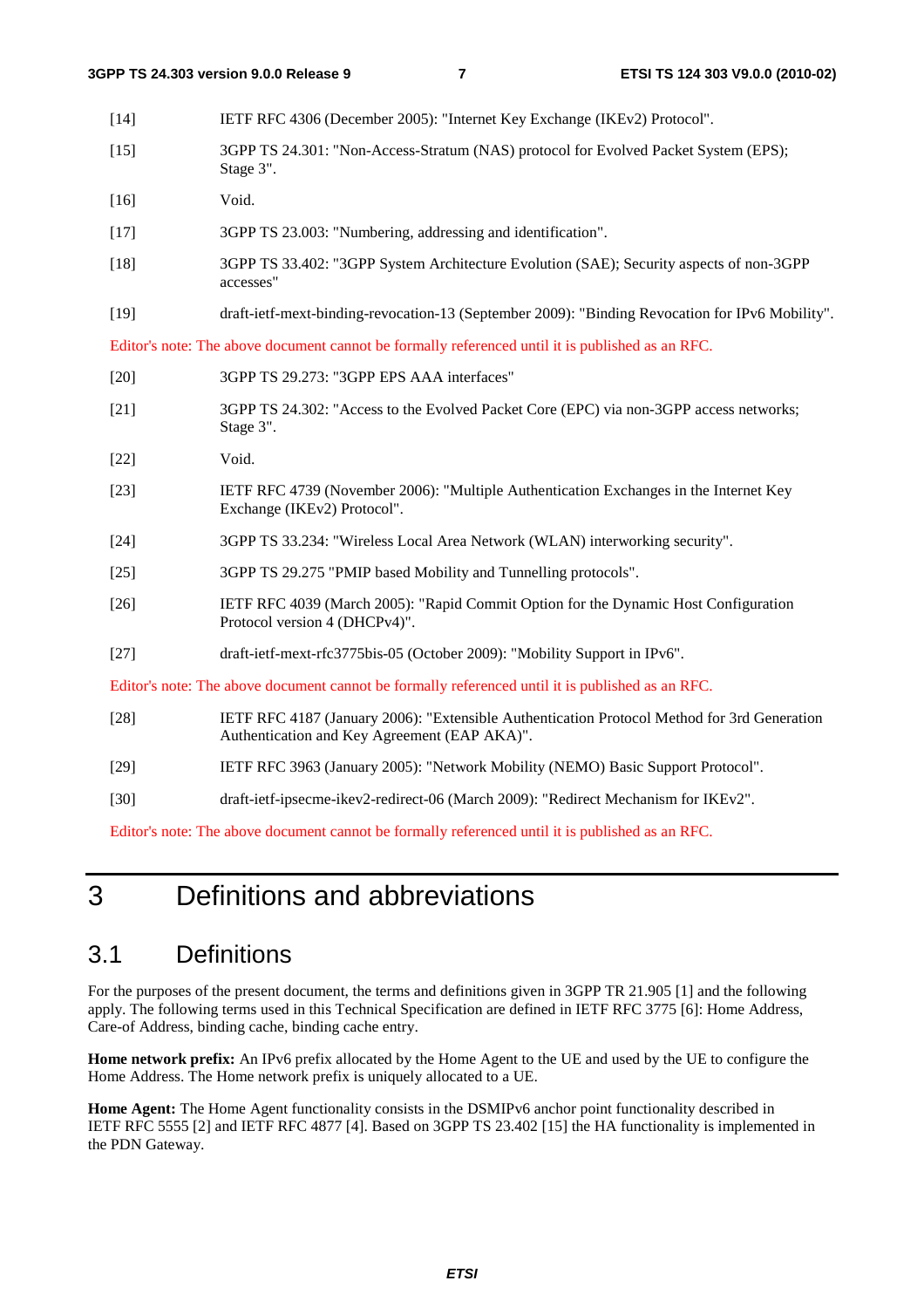[14] IETF RFC 4306 (December 2005): "Internet Key Exchange (IKEv2) Protocol".

[15] 3GPP TS 24.301: "Non-Access-Stratum (NAS) protocol for Evolved Packet System (EPS); Stage 3".

[16] Void.

[17] 3GPP TS 23.003: "Numbering, addressing and identification".

[18] 3GPP TS 33.402: "3GPP System Architecture Evolution (SAE); Security aspects of non-3GPP accesses"

[19] draft-ietf-mext-binding-revocation-13 (September 2009): "Binding Revocation for IPv6 Mobility".

Editor's note: The above document cannot be formally referenced until it is published as an RFC.

[20] 3GPP TS 29.273: "3GPP EPS AAA interfaces"

[21] 3GPP TS 24.302: "Access to the Evolved Packet Core (EPC) via non-3GPP access networks; Stage 3".

[22] Void.

[23] IETF RFC 4739 (November 2006): "Multiple Authentication Exchanges in the Internet Key Exchange (IKEv2) Protocol".

[24] 3GPP TS 33.234: "Wireless Local Area Network (WLAN) interworking security".

[25] 3GPP TS 29.275 "PMIP based Mobility and Tunnelling protocols".

[26] IETF RFC 4039 (March 2005): "Rapid Commit Option for the Dynamic Host Configuration Protocol version 4 (DHCPv4)".

[27] draft-ietf-mext-rfc3775bis-05 (October 2009): "Mobility Support in IPv6".

Editor's note: The above document cannot be formally referenced until it is published as an RFC.

[28] IETF RFC 4187 (January 2006): "Extensible Authentication Protocol Method for 3rd Generation Authentication and Key Agreement (EAP AKA)".

[29] IETF RFC 3963 (January 2005): "Network Mobility (NEMO) Basic Support Protocol".

[30] draft-ietf-ipsecme-ikev2-redirect-06 (March 2009): "Redirect Mechanism for IKEv2".

Editor's note: The above document cannot be formally referenced until it is published as an RFC.

# 3 Definitions and abbreviations

## 3.1 Definitions

For the purposes of the present document, the terms and definitions given in 3GPP TR 21.905 [1] and the following apply. The following terms used in this Technical Specification are defined in IETF RFC 3775 [6]: Home Address, Care-of Address, binding cache, binding cache entry.

**Home network prefix:** An IPv6 prefix allocated by the Home Agent to the UE and used by the UE to configure the Home Address. The Home network prefix is uniquely allocated to a UE.

**Home Agent:** The Home Agent functionality consists in the DSMIPv6 anchor point functionality described in IETF RFC 5555 [2] and IETF RFC 4877 [4]. Based on 3GPP TS 23.402 [15] the HA functionality is implemented in the PDN Gateway.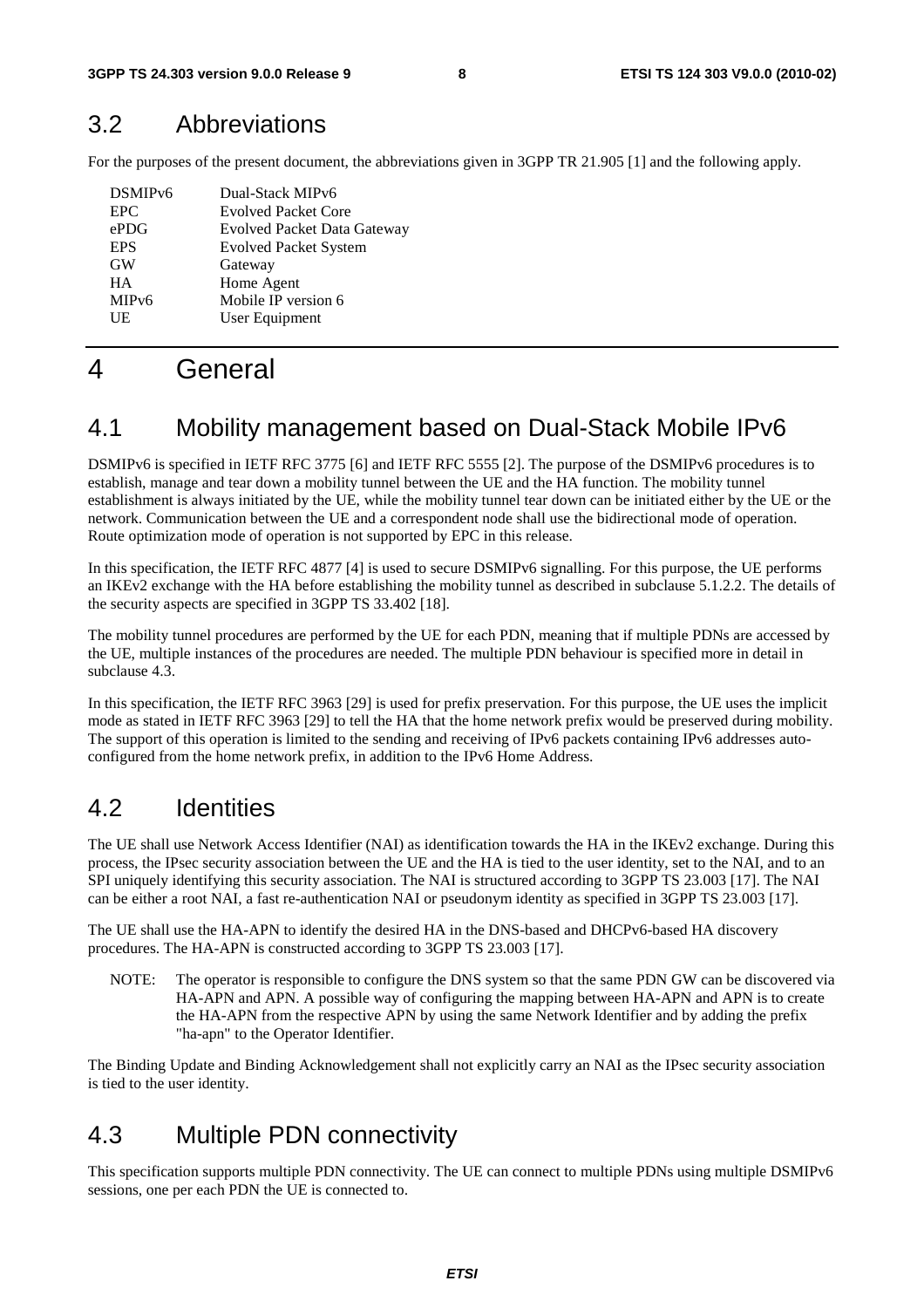## 3.2 Abbreviations

For the purposes of the present document, the abbreviations given in 3GPP TR 21.905 [1] and the following apply.

| | |
|---|---|
| DSMIPv6 | Dual-Stack MIPv6 |
| EPC | Evolved Packet Core |
| ePDG | Evolved Packet Data Gateway |
| EPS | Evolved Packet System |
| GW | Gateway |
| HA | Home Agent |
| MIPv6 | Mobile IP version 6 |
| UE | User Equipment |

# 4 General

## 4.1 Mobility management based on Dual-Stack Mobile IPv6

DSMIPv6 is specified in IETF RFC 3775 [6] and IETF RFC 5555 [2]. The purpose of the DSMIPv6 procedures is to establish, manage and tear down a mobility tunnel between the UE and the HA function. The mobility tunnel establishment is always initiated by the UE, while the mobility tunnel tear down can be initiated either by the UE or the network. Communication between the UE and a correspondent node shall use the bidirectional mode of operation. Route optimization mode of operation is not supported by EPC in this release.

In this specification, the IETF RFC 4877 [4] is used to secure DSMIPv6 signalling. For this purpose, the UE performs an IKEv2 exchange with the HA before establishing the mobility tunnel as described in subclause 5.1.2.2. The details of the security aspects are specified in 3GPP TS 33.402 [18].

The mobility tunnel procedures are performed by the UE for each PDN, meaning that if multiple PDNs are accessed by the UE, multiple instances of the procedures are needed. The multiple PDN behaviour is specified more in detail in subclause 4.3.

In this specification, the IETF RFC 3963 [29] is used for prefix preservation. For this purpose, the UE uses the implicit mode as stated in IETF RFC 3963 [29] to tell the HA that the home network prefix would be preserved during mobility. The support of this operation is limited to the sending and receiving of IPv6 packets containing IPv6 addresses auto-configured from the home network prefix, in addition to the IPv6 Home Address.

## 4.2 Identities

The UE shall use Network Access Identifier (NAI) as identification towards the HA in the IKEv2 exchange. During this process, the IPsec security association between the UE and the HA is tied to the user identity, set to the NAI, and to an SPI uniquely identifying this security association. The NAI is structured according to 3GPP TS 23.003 [17]. The NAI can be either a root NAI, a fast re-authentication NAI or pseudonym identity as specified in 3GPP TS 23.003 [17].

The UE shall use the HA-APN to identify the desired HA in the DNS-based and DHCPv6-based HA discovery procedures. The HA-APN is constructed according to 3GPP TS 23.003 [17].

NOTE: The operator is responsible to configure the DNS system so that the same PDN GW can be discovered via HA-APN and APN. A possible way of configuring the mapping between HA-APN and APN is to create the HA-APN from the respective APN by using the same Network Identifier and by adding the prefix "ha-apn" to the Operator Identifier.

The Binding Update and Binding Acknowledgement shall not explicitly carry an NAI as the IPsec security association is tied to the user identity.

## 4.3 Multiple PDN connectivity

This specification supports multiple PDN connectivity. The UE can connect to multiple PDNs using multiple DSMIPv6 sessions, one per each PDN the UE is connected to.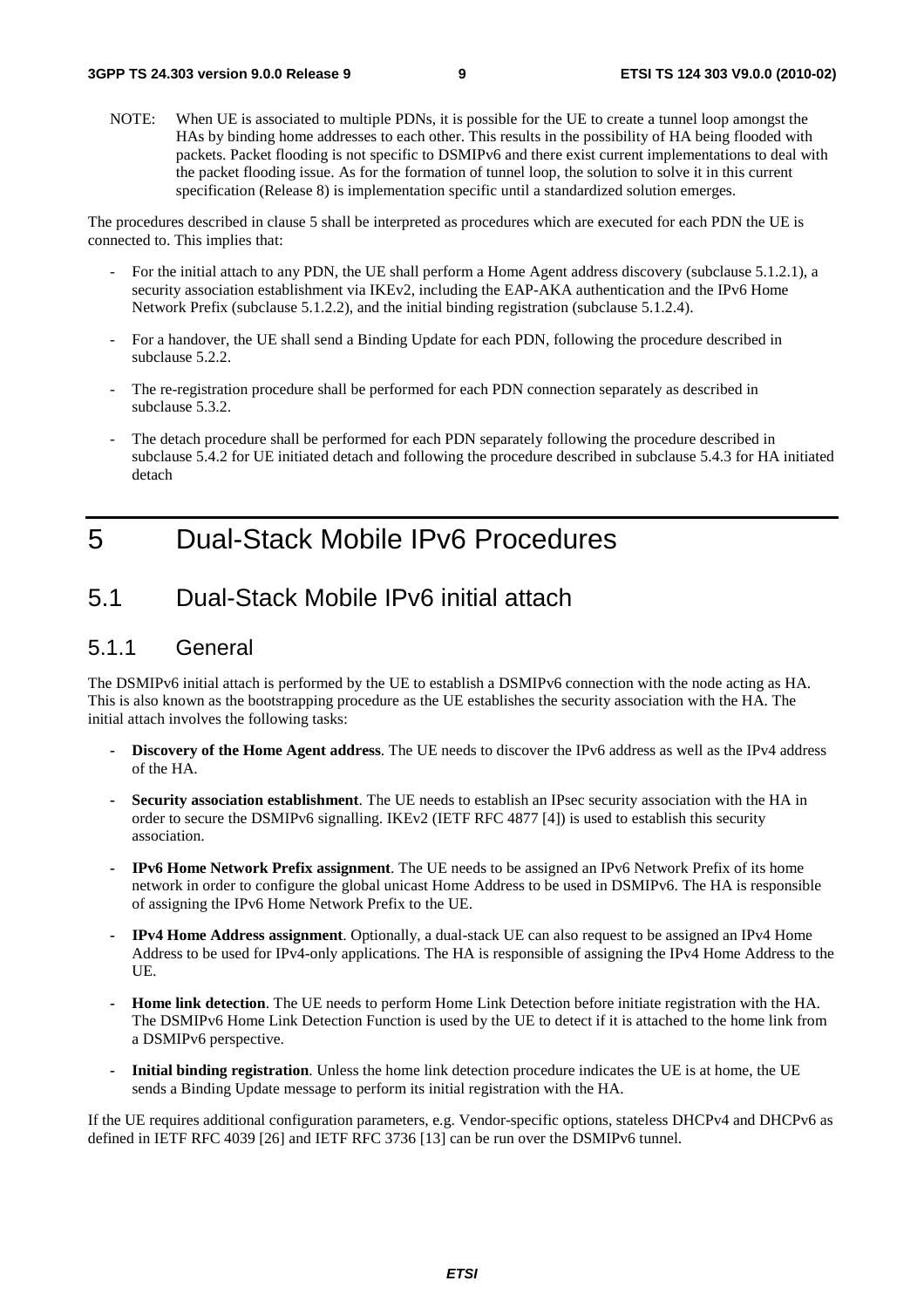NOTE: When UE is associated to multiple PDNs, it is possible for the UE to create a tunnel loop amongst the HAs by binding home addresses to each other. This results in the possibility of HA being flooded with packets. Packet flooding is not specific to DSMIPv6 and there exist current implementations to deal with the packet flooding issue. As for the formation of tunnel loop, the solution to solve it in this current specification (Release 8) is implementation specific until a standardized solution emerges.

The procedures described in clause 5 shall be interpreted as procedures which are executed for each PDN the UE is connected to. This implies that:

- For the initial attach to any PDN, the UE shall perform a Home Agent address discovery (subclause 5.1.2.1), a security association establishment via IKEv2, including the EAP-AKA authentication and the IPv6 Home Network Prefix (subclause 5.1.2.2), and the initial binding registration (subclause 5.1.2.4).
- For a handover, the UE shall send a Binding Update for each PDN, following the procedure described in subclause 5.2.2.
- The re-registration procedure shall be performed for each PDN connection separately as described in subclause 5.3.2.
- The detach procedure shall be performed for each PDN separately following the procedure described in subclause 5.4.2 for UE initiated detach and following the procedure described in subclause 5.4.3 for HA initiated detach

# 5 Dual-Stack Mobile IPv6 Procedures

## 5.1 Dual-Stack Mobile IPv6 initial attach

### 5.1.1 General

The DSMIPv6 initial attach is performed by the UE to establish a DSMIPv6 connection with the node acting as HA. This is also known as the bootstrapping procedure as the UE establishes the security association with the HA. The initial attach involves the following tasks:

- **Discovery of the Home Agent address**. The UE needs to discover the IPv6 address as well as the IPv4 address of the HA.
- **Security association establishment**. The UE needs to establish an IPsec security association with the HA in order to secure the DSMIPv6 signalling. IKEv2 (IETF RFC 4877 [4]) is used to establish this security association.
- **IPv6 Home Network Prefix assignment**. The UE needs to be assigned an IPv6 Network Prefix of its home network in order to configure the global unicast Home Address to be used in DSMIPv6. The HA is responsible of assigning the IPv6 Home Network Prefix to the UE.
- **IPv4 Home Address assignment**. Optionally, a dual-stack UE can also request to be assigned an IPv4 Home Address to be used for IPv4-only applications. The HA is responsible of assigning the IPv4 Home Address to the UE.
- **Home link detection**. The UE needs to perform Home Link Detection before initiate registration with the HA. The DSMIPv6 Home Link Detection Function is used by the UE to detect if it is attached to the home link from a DSMIPv6 perspective.
- **Initial binding registration**. Unless the home link detection procedure indicates the UE is at home, the UE sends a Binding Update message to perform its initial registration with the HA.

If the UE requires additional configuration parameters, e.g. Vendor-specific options, stateless DHCPv4 and DHCPv6 as defined in IETF RFC 4039 [26] and IETF RFC 3736 [13] can be run over the DSMIPv6 tunnel.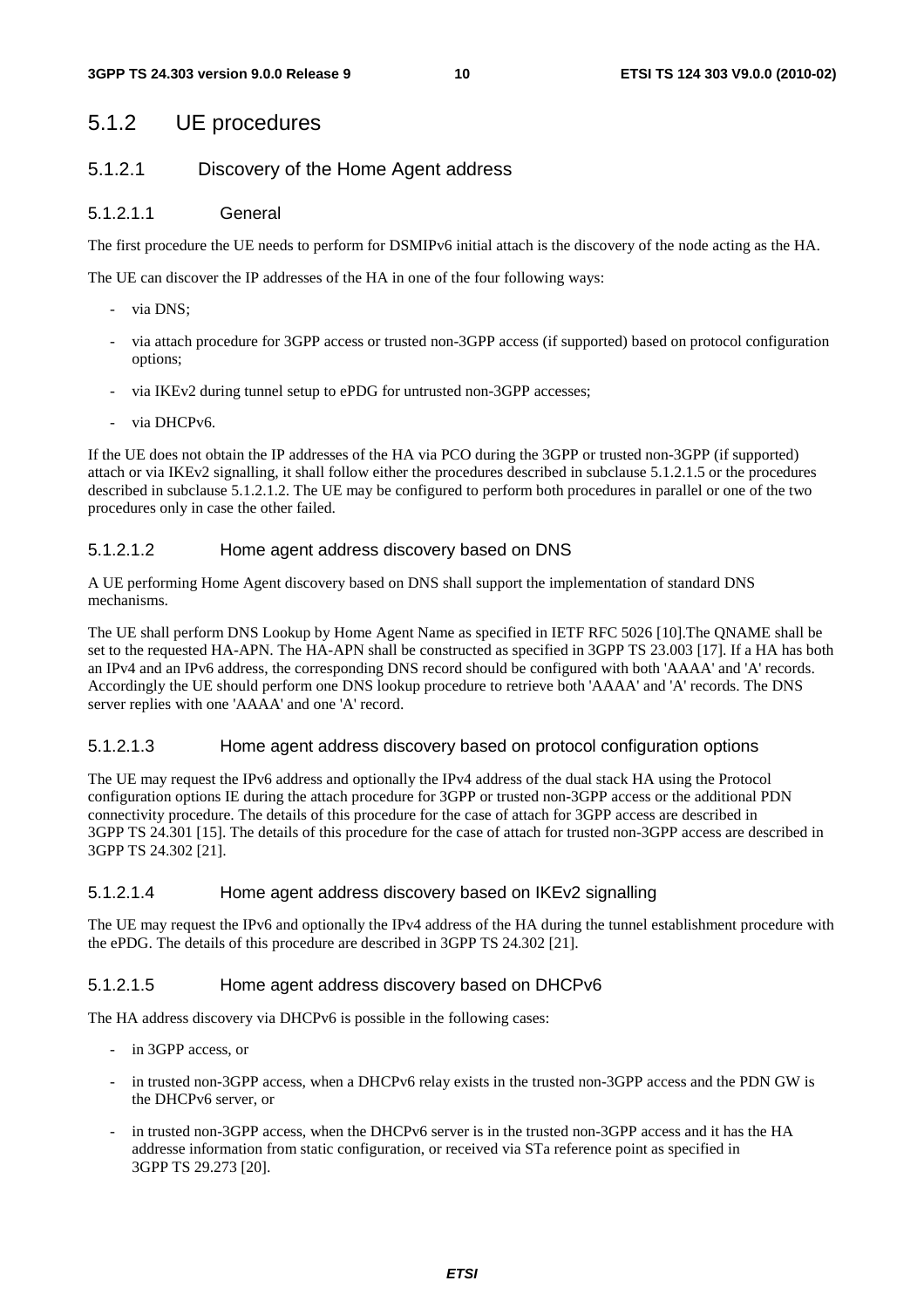## 5.1.2 UE procedures

### 5.1.2.1 Discovery of the Home Agent address

#### 5.1.2.1.1 General

The first procedure the UE needs to perform for DSMIPv6 initial attach is the discovery of the node acting as the HA.

The UE can discover the IP addresses of the HA in one of the four following ways:

- via DNS;
- via attach procedure for 3GPP access or trusted non-3GPP access (if supported) based on protocol configuration options;
- via IKEv2 during tunnel setup to ePDG for untrusted non-3GPP accesses;
- via DHCPv6.

If the UE does not obtain the IP addresses of the HA via PCO during the 3GPP or trusted non-3GPP (if supported) attach or via IKEv2 signalling, it shall follow either the procedures described in subclause 5.1.2.1.5 or the procedures described in subclause 5.1.2.1.2. The UE may be configured to perform both procedures in parallel or one of the two procedures only in case the other failed.

#### 5.1.2.1.2 Home agent address discovery based on DNS

A UE performing Home Agent discovery based on DNS shall support the implementation of standard DNS mechanisms.

The UE shall perform DNS Lookup by Home Agent Name as specified in IETF RFC 5026 [10].The QNAME shall be set to the requested HA-APN. The HA-APN shall be constructed as specified in 3GPP TS 23.003 [17]. If a HA has both an IPv4 and an IPv6 address, the corresponding DNS record should be configured with both 'AAAA' and 'A' records. Accordingly the UE should perform one DNS lookup procedure to retrieve both 'AAAA' and 'A' records. The DNS server replies with one 'AAAA' and one 'A' record.

#### 5.1.2.1.3 Home agent address discovery based on protocol configuration options

The UE may request the IPv6 address and optionally the IPv4 address of the dual stack HA using the Protocol configuration options IE during the attach procedure for 3GPP or trusted non-3GPP access or the additional PDN connectivity procedure. The details of this procedure for the case of attach for 3GPP access are described in 3GPP TS 24.301 [15]. The details of this procedure for the case of attach for trusted non-3GPP access are described in 3GPP TS 24.302 [21].

#### 5.1.2.1.4 Home agent address discovery based on IKEv2 signalling

The UE may request the IPv6 and optionally the IPv4 address of the HA during the tunnel establishment procedure with the ePDG. The details of this procedure are described in 3GPP TS 24.302 [21].

#### 5.1.2.1.5 Home agent address discovery based on DHCPv6

The HA address discovery via DHCPv6 is possible in the following cases:

- in 3GPP access, or
- in trusted non-3GPP access, when a DHCPv6 relay exists in the trusted non-3GPP access and the PDN GW is the DHCPv6 server, or
- in trusted non-3GPP access, when the DHCPv6 server is in the trusted non-3GPP access and it has the HA addresse information from static configuration, or received via STa reference point as specified in 3GPP TS 29.273 [20].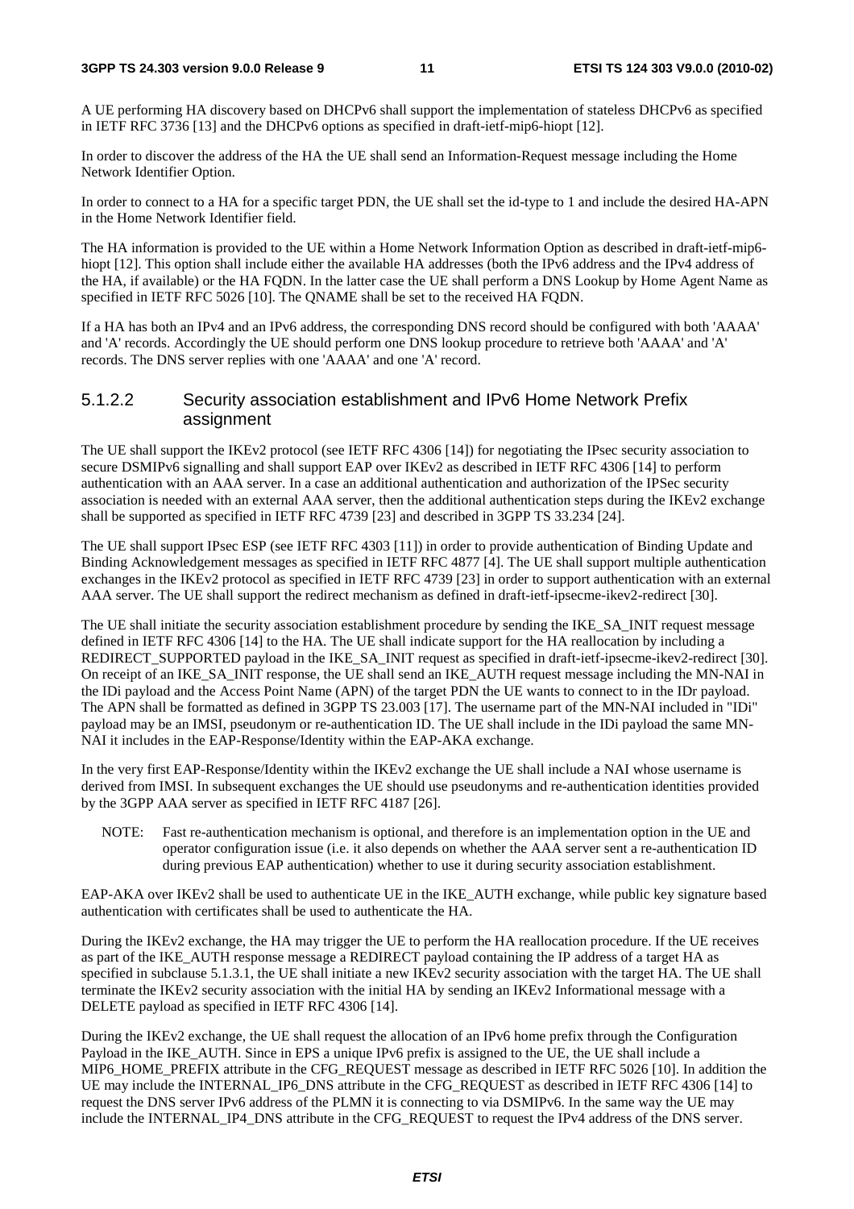A UE performing HA discovery based on DHCPv6 shall support the implementation of stateless DHCPv6 as specified in IETF RFC 3736 [13] and the DHCPv6 options as specified in draft-ietf-mip6-hiopt [12].

In order to discover the address of the HA the UE shall send an Information-Request message including the Home Network Identifier Option.

In order to connect to a HA for a specific target PDN, the UE shall set the id-type to 1 and include the desired HA-APN in the Home Network Identifier field.

The HA information is provided to the UE within a Home Network Information Option as described in draft-ietf-mip6-hiopt [12]. This option shall include either the available HA addresses (both the IPv6 address and the IPv4 address of the HA, if available) or the HA FQDN. In the latter case the UE shall perform a DNS Lookup by Home Agent Name as specified in IETF RFC 5026 [10]. The QNAME shall be set to the received HA FQDN.

If a HA has both an IPv4 and an IPv6 address, the corresponding DNS record should be configured with both 'AAAA' and 'A' records. Accordingly the UE should perform one DNS lookup procedure to retrieve both 'AAAA' and 'A' records. The DNS server replies with one 'AAAA' and one 'A' record.

### 5.1.2.2 Security association establishment and IPv6 Home Network Prefix assignment

The UE shall support the IKEv2 protocol (see IETF RFC 4306 [14]) for negotiating the IPsec security association to secure DSMIPv6 signalling and shall support EAP over IKEv2 as described in IETF RFC 4306 [14] to perform authentication with an AAA server. In a case an additional authentication and authorization of the IPSec security association is needed with an external AAA server, then the additional authentication steps during the IKEv2 exchange shall be supported as specified in IETF RFC 4739 [23] and described in 3GPP TS 33.234 [24].

The UE shall support IPsec ESP (see IETF RFC 4303 [11]) in order to provide authentication of Binding Update and Binding Acknowledgement messages as specified in IETF RFC 4877 [4]. The UE shall support multiple authentication exchanges in the IKEv2 protocol as specified in IETF RFC 4739 [23] in order to support authentication with an external AAA server. The UE shall support the redirect mechanism as defined in draft-ietf-ipsecme-ikev2-redirect [30].

The UE shall initiate the security association establishment procedure by sending the IKE_SA_INIT request message defined in IETF RFC 4306 [14] to the HA. The UE shall indicate support for the HA reallocation by including a REDIRECT_SUPPORTED payload in the IKE_SA_INIT request as specified in draft-ietf-ipsecme-ikev2-redirect [30]. On receipt of an IKE_SA_INIT response, the UE shall send an IKE_AUTH request message including the MN-NAI in the IDi payload and the Access Point Name (APN) of the target PDN the UE wants to connect to in the IDr payload. The APN shall be formatted as defined in 3GPP TS 23.003 [17]. The username part of the MN-NAI included in "IDi" payload may be an IMSI, pseudonym or re-authentication ID. The UE shall include in the IDi payload the same MN-NAI it includes in the EAP-Response/Identity within the EAP-AKA exchange.

In the very first EAP-Response/Identity within the IKEv2 exchange the UE shall include a NAI whose username is derived from IMSI. In subsequent exchanges the UE should use pseudonyms and re-authentication identities provided by the 3GPP AAA server as specified in IETF RFC 4187 [26].

NOTE: Fast re-authentication mechanism is optional, and therefore is an implementation option in the UE and operator configuration issue (i.e. it also depends on whether the AAA server sent a re-authentication ID during previous EAP authentication) whether to use it during security association establishment.

EAP-AKA over IKEv2 shall be used to authenticate UE in the IKE_AUTH exchange, while public key signature based authentication with certificates shall be used to authenticate the HA.

During the IKEv2 exchange, the HA may trigger the UE to perform the HA reallocation procedure. If the UE receives as part of the IKE_AUTH response message a REDIRECT payload containing the IP address of a target HA as specified in subclause 5.1.3.1, the UE shall initiate a new IKEv2 security association with the target HA. The UE shall terminate the IKEv2 security association with the initial HA by sending an IKEv2 Informational message with a DELETE payload as specified in IETF RFC 4306 [14].

During the IKEv2 exchange, the UE shall request the allocation of an IPv6 home prefix through the Configuration Payload in the IKE_AUTH. Since in EPS a unique IPv6 prefix is assigned to the UE, the UE shall include a MIP6_HOME_PREFIX attribute in the CFG_REQUEST message as described in IETF RFC 5026 [10]. In addition the UE may include the INTERNAL_IP6_DNS attribute in the CFG_REQUEST as described in IETF RFC 4306 [14] to request the DNS server IPv6 address of the PLMN it is connecting to via DSMIPv6. In the same way the UE may include the INTERNAL_IP4_DNS attribute in the CFG_REQUEST to request the IPv4 address of the DNS server.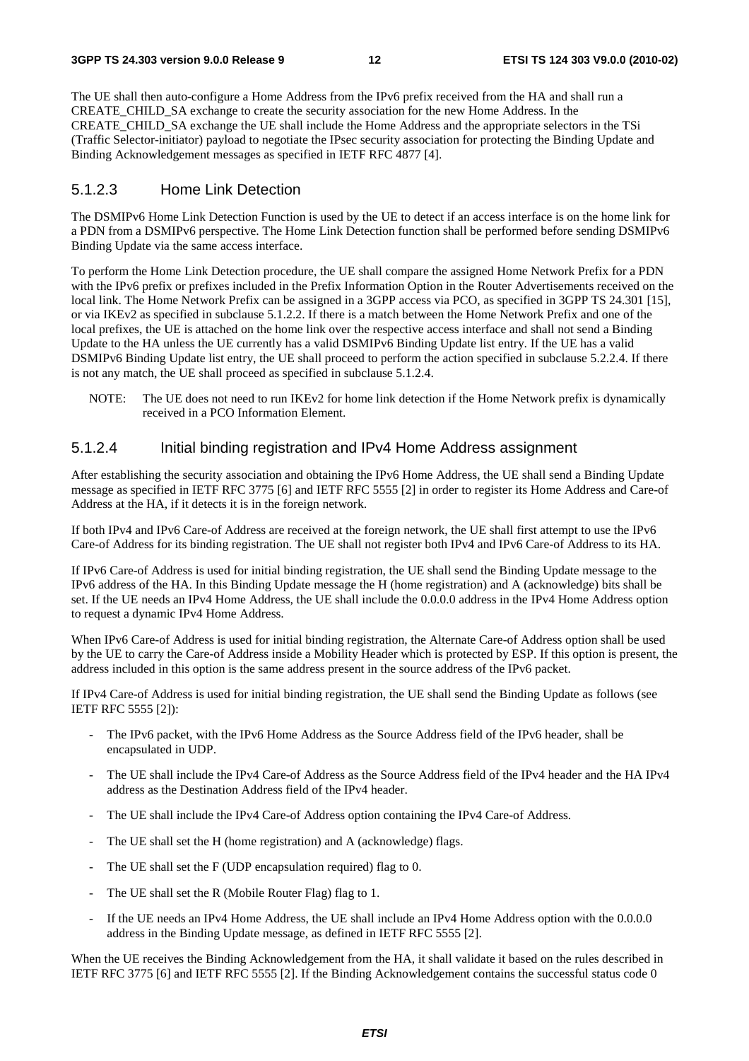The UE shall then auto-configure a Home Address from the IPv6 prefix received from the HA and shall run a CREATE_CHILD_SA exchange to create the security association for the new Home Address. In the CREATE_CHILD_SA exchange the UE shall include the Home Address and the appropriate selectors in the TSi (Traffic Selector-initiator) payload to negotiate the IPsec security association for protecting the Binding Update and Binding Acknowledgement messages as specified in IETF RFC 4877 [4].

### 5.1.2.3 Home Link Detection

The DSMIPv6 Home Link Detection Function is used by the UE to detect if an access interface is on the home link for a PDN from a DSMIPv6 perspective. The Home Link Detection function shall be performed before sending DSMIPv6 Binding Update via the same access interface.

To perform the Home Link Detection procedure, the UE shall compare the assigned Home Network Prefix for a PDN with the IPv6 prefix or prefixes included in the Prefix Information Option in the Router Advertisements received on the local link. The Home Network Prefix can be assigned in a 3GPP access via PCO, as specified in 3GPP TS 24.301 [15], or via IKEv2 as specified in subclause 5.1.2.2. If there is a match between the Home Network Prefix and one of the local prefixes, the UE is attached on the home link over the respective access interface and shall not send a Binding Update to the HA unless the UE currently has a valid DSMIPv6 Binding Update list entry. If the UE has a valid DSMIPv6 Binding Update list entry, the UE shall proceed to perform the action specified in subclause 5.2.2.4. If there is not any match, the UE shall proceed as specified in subclause 5.1.2.4.

NOTE: The UE does not need to run IKEv2 for home link detection if the Home Network prefix is dynamically received in a PCO Information Element.

### 5.1.2.4 Initial binding registration and IPv4 Home Address assignment

After establishing the security association and obtaining the IPv6 Home Address, the UE shall send a Binding Update message as specified in IETF RFC 3775 [6] and IETF RFC 5555 [2] in order to register its Home Address and Care-of Address at the HA, if it detects it is in the foreign network.

If both IPv4 and IPv6 Care-of Address are received at the foreign network, the UE shall first attempt to use the IPv6 Care-of Address for its binding registration. The UE shall not register both IPv4 and IPv6 Care-of Address to its HA.

If IPv6 Care-of Address is used for initial binding registration, the UE shall send the Binding Update message to the IPv6 address of the HA. In this Binding Update message the H (home registration) and A (acknowledge) bits shall be set. If the UE needs an IPv4 Home Address, the UE shall include the 0.0.0.0 address in the IPv4 Home Address option to request a dynamic IPv4 Home Address.

When IPv6 Care-of Address is used for initial binding registration, the Alternate Care-of Address option shall be used by the UE to carry the Care-of Address inside a Mobility Header which is protected by ESP. If this option is present, the address included in this option is the same address present in the source address of the IPv6 packet.

If IPv4 Care-of Address is used for initial binding registration, the UE shall send the Binding Update as follows (see IETF RFC 5555 [2]):

- The IPv6 packet, with the IPv6 Home Address as the Source Address field of the IPv6 header, shall be encapsulated in UDP.
- The UE shall include the IPv4 Care-of Address as the Source Address field of the IPv4 header and the HA IPv4 address as the Destination Address field of the IPv4 header.
- The UE shall include the IPv4 Care-of Address option containing the IPv4 Care-of Address.
- The UE shall set the H (home registration) and A (acknowledge) flags.
- The UE shall set the F (UDP encapsulation required) flag to 0.
- The UE shall set the R (Mobile Router Flag) flag to 1.
- If the UE needs an IPv4 Home Address, the UE shall include an IPv4 Home Address option with the 0.0.0.0 address in the Binding Update message, as defined in IETF RFC 5555 [2].

When the UE receives the Binding Acknowledgement from the HA, it shall validate it based on the rules described in IETF RFC 3775 [6] and IETF RFC 5555 [2]. If the Binding Acknowledgement contains the successful status code 0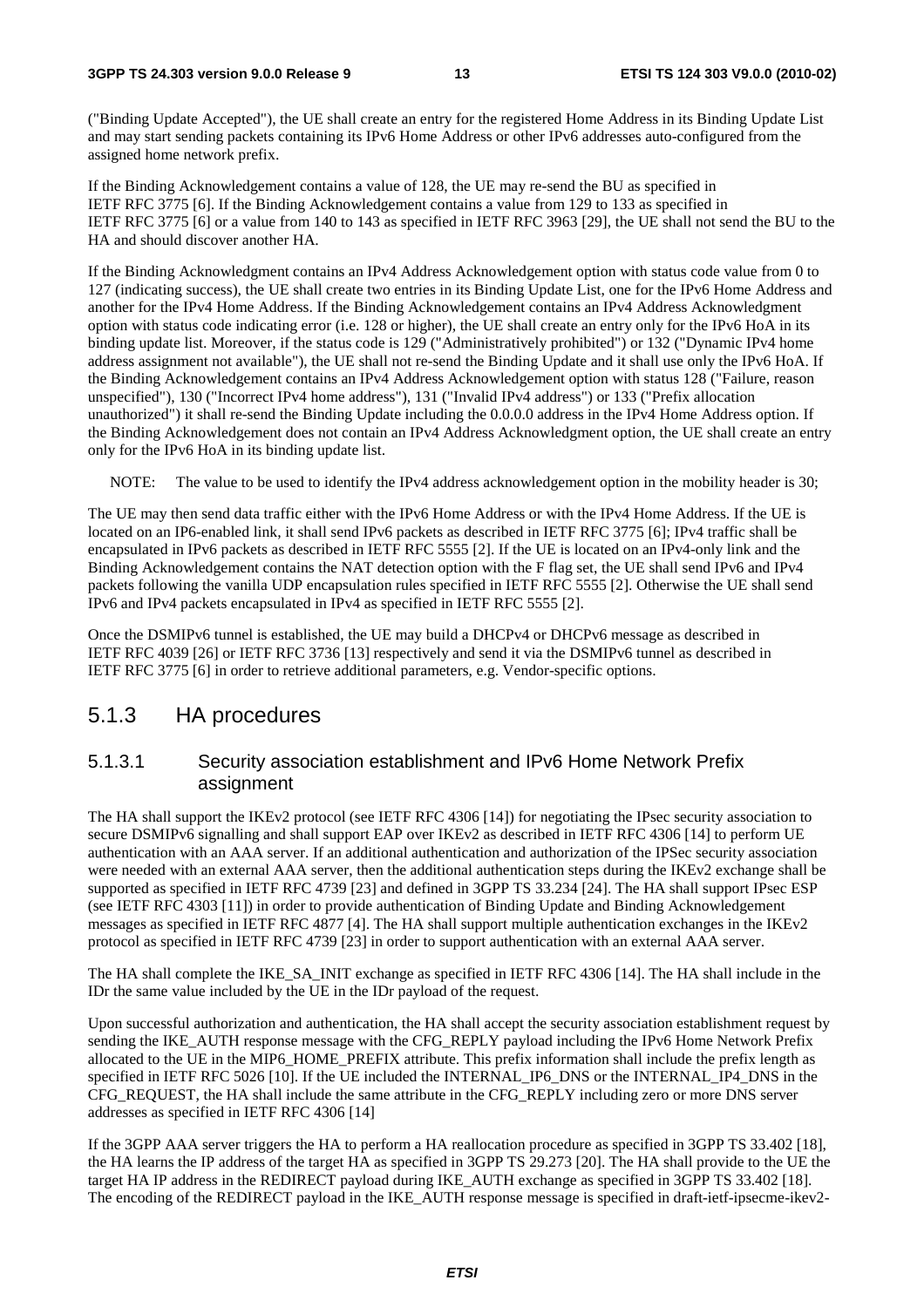("Binding Update Accepted"), the UE shall create an entry for the registered Home Address in its Binding Update List and may start sending packets containing its IPv6 Home Address or other IPv6 addresses auto-configured from the assigned home network prefix.

If the Binding Acknowledgement contains a value of 128, the UE may re-send the BU as specified in IETF RFC 3775 [6]. If the Binding Acknowledgement contains a value from 129 to 133 as specified in IETF RFC 3775 [6] or a value from 140 to 143 as specified in IETF RFC 3963 [29], the UE shall not send the BU to the HA and should discover another HA.

If the Binding Acknowledgment contains an IPv4 Address Acknowledgement option with status code value from 0 to 127 (indicating success), the UE shall create two entries in its Binding Update List, one for the IPv6 Home Address and another for the IPv4 Home Address. If the Binding Acknowledgement contains an IPv4 Address Acknowledgment option with status code indicating error (i.e. 128 or higher), the UE shall create an entry only for the IPv6 HoA in its binding update list. Moreover, if the status code is 129 ("Administratively prohibited") or 132 ("Dynamic IPv4 home address assignment not available"), the UE shall not re-send the Binding Update and it shall use only the IPv6 HoA. If the Binding Acknowledgement contains an IPv4 Address Acknowledgement option with status 128 ("Failure, reason unspecified"), 130 ("Incorrect IPv4 home address"), 131 ("Invalid IPv4 address") or 133 ("Prefix allocation unauthorized") it shall re-send the Binding Update including the 0.0.0.0 address in the IPv4 Home Address option. If the Binding Acknowledgement does not contain an IPv4 Address Acknowledgment option, the UE shall create an entry only for the IPv6 HoA in its binding update list.

NOTE: The value to be used to identify the IPv4 address acknowledgement option in the mobility header is 30;

The UE may then send data traffic either with the IPv6 Home Address or with the IPv4 Home Address. If the UE is located on an IP6-enabled link, it shall send IPv6 packets as described in IETF RFC 3775 [6]; IPv4 traffic shall be encapsulated in IPv6 packets as described in IETF RFC 5555 [2]. If the UE is located on an IPv4-only link and the Binding Acknowledgement contains the NAT detection option with the F flag set, the UE shall send IPv6 and IPv4 packets following the vanilla UDP encapsulation rules specified in IETF RFC 5555 [2]. Otherwise the UE shall send IPv6 and IPv4 packets encapsulated in IPv4 as specified in IETF RFC 5555 [2].

Once the DSMIPv6 tunnel is established, the UE may build a DHCPv4 or DHCPv6 message as described in IETF RFC 4039 [26] or IETF RFC 3736 [13] respectively and send it via the DSMIPv6 tunnel as described in IETF RFC 3775 [6] in order to retrieve additional parameters, e.g. Vendor-specific options.

## 5.1.3 HA procedures

### 5.1.3.1 Security association establishment and IPv6 Home Network Prefix assignment

The HA shall support the IKEv2 protocol (see IETF RFC 4306 [14]) for negotiating the IPsec security association to secure DSMIPv6 signalling and shall support EAP over IKEv2 as described in IETF RFC 4306 [14] to perform UE authentication with an AAA server. If an additional authentication and authorization of the IPSec security association were needed with an external AAA server, then the additional authentication steps during the IKEv2 exchange shall be supported as specified in IETF RFC 4739 [23] and defined in 3GPP TS 33.234 [24]. The HA shall support IPsec ESP (see IETF RFC 4303 [11]) in order to provide authentication of Binding Update and Binding Acknowledgement messages as specified in IETF RFC 4877 [4]. The HA shall support multiple authentication exchanges in the IKEv2 protocol as specified in IETF RFC 4739 [23] in order to support authentication with an external AAA server.

The HA shall complete the IKE_SA_INIT exchange as specified in IETF RFC 4306 [14]. The HA shall include in the IDr the same value included by the UE in the IDr payload of the request.

Upon successful authorization and authentication, the HA shall accept the security association establishment request by sending the IKE_AUTH response message with the CFG_REPLY payload including the IPv6 Home Network Prefix allocated to the UE in the MIP6_HOME_PREFIX attribute. This prefix information shall include the prefix length as specified in IETF RFC 5026 [10]. If the UE included the INTERNAL_IP6_DNS or the INTERNAL_IP4_DNS in the CFG_REQUEST, the HA shall include the same attribute in the CFG_REPLY including zero or more DNS server addresses as specified in IETF RFC 4306 [14]

If the 3GPP AAA server triggers the HA to perform a HA reallocation procedure as specified in 3GPP TS 33.402 [18], the HA learns the IP address of the target HA as specified in 3GPP TS 29.273 [20]. The HA shall provide to the UE the target HA IP address in the REDIRECT payload during IKE_AUTH exchange as specified in 3GPP TS 33.402 [18]. The encoding of the REDIRECT payload in the IKE_AUTH response message is specified in draft-ietf-ipsecme-ikev2-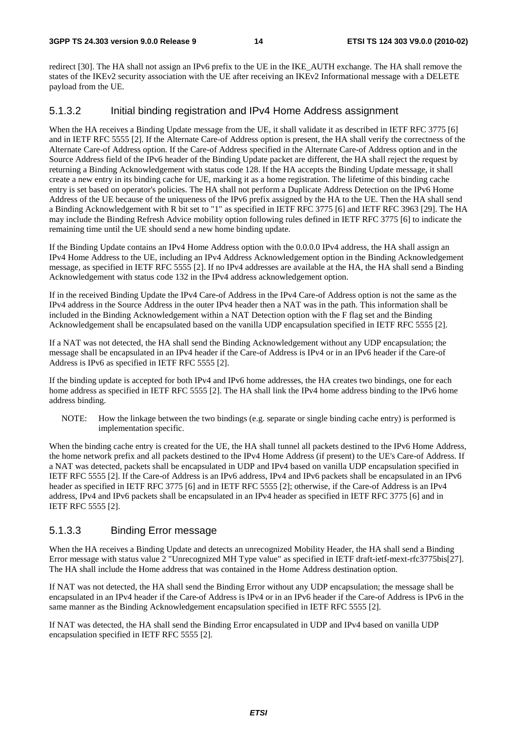redirect [30]. The HA shall not assign an IPv6 prefix to the UE in the IKE_AUTH exchange. The HA shall remove the states of the IKEv2 security association with the UE after receiving an IKEv2 Informational message with a DELETE payload from the UE.

### 5.1.3.2 Initial binding registration and IPv4 Home Address assignment

When the HA receives a Binding Update message from the UE, it shall validate it as described in IETF RFC 3775 [6] and in IETF RFC 5555 [2]. If the Alternate Care-of Address option is present, the HA shall verify the correctness of the Alternate Care-of Address option. If the Care-of Address specified in the Alternate Care-of Address option and in the Source Address field of the IPv6 header of the Binding Update packet are different, the HA shall reject the request by returning a Binding Acknowledgement with status code 128. If the HA accepts the Binding Update message, it shall create a new entry in its binding cache for UE, marking it as a home registration. The lifetime of this binding cache entry is set based on operator's policies. The HA shall not perform a Duplicate Address Detection on the IPv6 Home Address of the UE because of the uniqueness of the IPv6 prefix assigned by the HA to the UE. Then the HA shall send a Binding Acknowledgement with R bit set to "1" as specified in IETF RFC 3775 [6] and IETF RFC 3963 [29]. The HA may include the Binding Refresh Advice mobility option following rules defined in IETF RFC 3775 [6] to indicate the remaining time until the UE should send a new home binding update.

If the Binding Update contains an IPv4 Home Address option with the 0.0.0.0 IPv4 address, the HA shall assign an IPv4 Home Address to the UE, including an IPv4 Address Acknowledgement option in the Binding Acknowledgement message, as specified in IETF RFC 5555 [2]. If no IPv4 addresses are available at the HA, the HA shall send a Binding Acknowledgement with status code 132 in the IPv4 address acknowledgement option.

If in the received Binding Update the IPv4 Care-of Address in the IPv4 Care-of Address option is not the same as the IPv4 address in the Source Address in the outer IPv4 header then a NAT was in the path. This information shall be included in the Binding Acknowledgement within a NAT Detection option with the F flag set and the Binding Acknowledgement shall be encapsulated based on the vanilla UDP encapsulation specified in IETF RFC 5555 [2].

If a NAT was not detected, the HA shall send the Binding Acknowledgement without any UDP encapsulation; the message shall be encapsulated in an IPv4 header if the Care-of Address is IPv4 or in an IPv6 header if the Care-of Address is IPv6 as specified in IETF RFC 5555 [2].

If the binding update is accepted for both IPv4 and IPv6 home addresses, the HA creates two bindings, one for each home address as specified in IETF RFC 5555 [2]. The HA shall link the IPv4 home address binding to the IPv6 home address binding.

NOTE: How the linkage between the two bindings (e.g. separate or single binding cache entry) is performed is implementation specific.

When the binding cache entry is created for the UE, the HA shall tunnel all packets destined to the IPv6 Home Address, the home network prefix and all packets destined to the IPv4 Home Address (if present) to the UE's Care-of Address. If a NAT was detected, packets shall be encapsulated in UDP and IPv4 based on vanilla UDP encapsulation specified in IETF RFC 5555 [2]. If the Care-of Address is an IPv6 address, IPv4 and IPv6 packets shall be encapsulated in an IPv6 header as specified in IETF RFC 3775 [6] and in IETF RFC 5555 [2]; otherwise, if the Care-of Address is an IPv4 address, IPv4 and IPv6 packets shall be encapsulated in an IPv4 header as specified in IETF RFC 3775 [6] and in IETF RFC 5555 [2].

### 5.1.3.3 Binding Error message

When the HA receives a Binding Update and detects an unrecognized Mobility Header, the HA shall send a Binding Error message with status value 2 "Unrecognized MH Type value" as specified in IETF draft-ietf-mext-rfc3775bis[27]. The HA shall include the Home address that was contained in the Home Address destination option.

If NAT was not detected, the HA shall send the Binding Error without any UDP encapsulation; the message shall be encapsulated in an IPv4 header if the Care-of Address is IPv4 or in an IPv6 header if the Care-of Address is IPv6 in the same manner as the Binding Acknowledgement encapsulation specified in IETF RFC 5555 [2].

If NAT was detected, the HA shall send the Binding Error encapsulated in UDP and IPv4 based on vanilla UDP encapsulation specified in IETF RFC 5555 [2].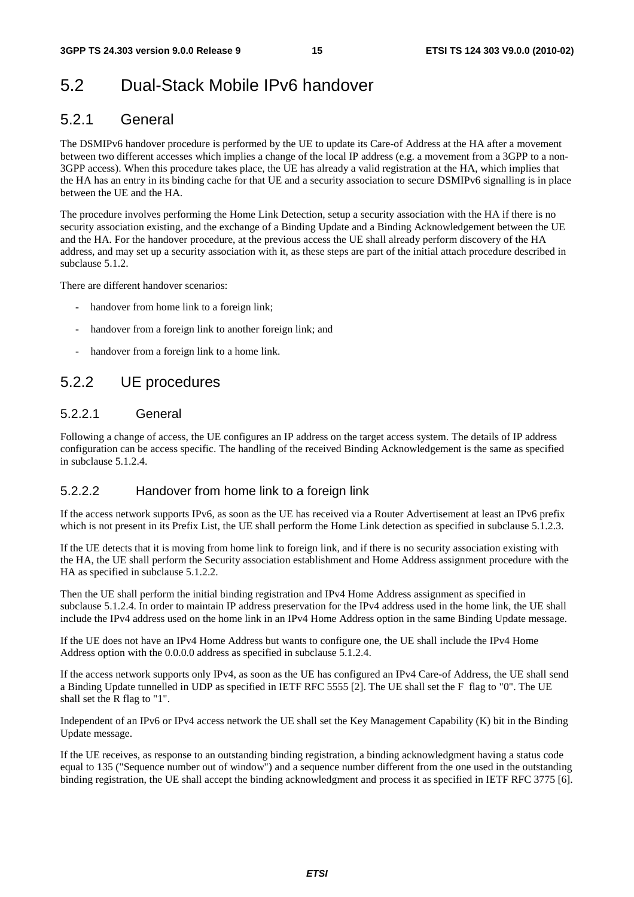# 5.2 Dual-Stack Mobile IPv6 handover

## 5.2.1 General

The DSMIPv6 handover procedure is performed by the UE to update its Care-of Address at the HA after a movement between two different accesses which implies a change of the local IP address (e.g. a movement from a 3GPP to a non-3GPP access). When this procedure takes place, the UE has already a valid registration at the HA, which implies that the HA has an entry in its binding cache for that UE and a security association to secure DSMIPv6 signalling is in place between the UE and the HA.

The procedure involves performing the Home Link Detection, setup a security association with the HA if there is no security association existing, and the exchange of a Binding Update and a Binding Acknowledgement between the UE and the HA. For the handover procedure, at the previous access the UE shall already perform discovery of the HA address, and may set up a security association with it, as these steps are part of the initial attach procedure described in subclause 5.1.2.

There are different handover scenarios:

- handover from home link to a foreign link;
- handover from a foreign link to another foreign link; and
- handover from a foreign link to a home link.

## 5.2.2 UE procedures

### 5.2.2.1 General

Following a change of access, the UE configures an IP address on the target access system. The details of IP address configuration can be access specific. The handling of the received Binding Acknowledgement is the same as specified in subclause 5.1.2.4.

### 5.2.2.2 Handover from home link to a foreign link

If the access network supports IPv6, as soon as the UE has received via a Router Advertisement at least an IPv6 prefix which is not present in its Prefix List, the UE shall perform the Home Link detection as specified in subclause 5.1.2.3.

If the UE detects that it is moving from home link to foreign link, and if there is no security association existing with the HA, the UE shall perform the Security association establishment and Home Address assignment procedure with the HA as specified in subclause 5.1.2.2.

Then the UE shall perform the initial binding registration and IPv4 Home Address assignment as specified in subclause 5.1.2.4. In order to maintain IP address preservation for the IPv4 address used in the home link, the UE shall include the IPv4 address used on the home link in an IPv4 Home Address option in the same Binding Update message.

If the UE does not have an IPv4 Home Address but wants to configure one, the UE shall include the IPv4 Home Address option with the 0.0.0.0 address as specified in subclause 5.1.2.4.

If the access network supports only IPv4, as soon as the UE has configured an IPv4 Care-of Address, the UE shall send a Binding Update tunnelled in UDP as specified in IETF RFC 5555 [2]. The UE shall set the F flag to "0". The UE shall set the R flag to "1".

Independent of an IPv6 or IPv4 access network the UE shall set the Key Management Capability (K) bit in the Binding Update message.

If the UE receives, as response to an outstanding binding registration, a binding acknowledgment having a status code equal to 135 ("Sequence number out of window") and a sequence number different from the one used in the outstanding binding registration, the UE shall accept the binding acknowledgment and process it as specified in IETF RFC 3775 [6].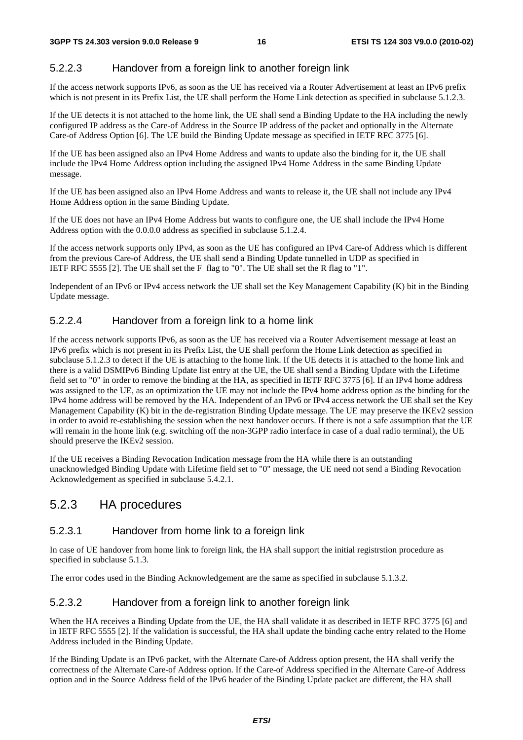#### 5.2.2.3 Handover from a foreign link to another foreign link

If the access network supports IPv6, as soon as the UE has received via a Router Advertisement at least an IPv6 prefix which is not present in its Prefix List, the UE shall perform the Home Link detection as specified in subclause 5.1.2.3.

If the UE detects it is not attached to the home link, the UE shall send a Binding Update to the HA including the newly configured IP address as the Care-of Address in the Source IP address of the packet and optionally in the Alternate Care-of Address Option [6]. The UE build the Binding Update message as specified in IETF RFC 3775 [6].

If the UE has been assigned also an IPv4 Home Address and wants to update also the binding for it, the UE shall include the IPv4 Home Address option including the assigned IPv4 Home Address in the same Binding Update message.

If the UE has been assigned also an IPv4 Home Address and wants to release it, the UE shall not include any IPv4 Home Address option in the same Binding Update.

If the UE does not have an IPv4 Home Address but wants to configure one, the UE shall include the IPv4 Home Address option with the 0.0.0.0 address as specified in subclause 5.1.2.4.

If the access network supports only IPv4, as soon as the UE has configured an IPv4 Care-of Address which is different from the previous Care-of Address, the UE shall send a Binding Update tunnelled in UDP as specified in IETF RFC 5555 [2]. The UE shall set the F flag to "0". The UE shall set the R flag to "1".

Independent of an IPv6 or IPv4 access network the UE shall set the Key Management Capability (K) bit in the Binding Update message.

#### 5.2.2.4 Handover from a foreign link to a home link

If the access network supports IPv6, as soon as the UE has received via a Router Advertisement message at least an IPv6 prefix which is not present in its Prefix List, the UE shall perform the Home Link detection as specified in subclause 5.1.2.3 to detect if the UE is attaching to the home link. If the UE detects it is attached to the home link and there is a valid DSMIPv6 Binding Update list entry at the UE, the UE shall send a Binding Update with the Lifetime field set to "0" in order to remove the binding at the HA, as specified in IETF RFC 3775 [6]. If an IPv4 home address was assigned to the UE, as an optimization the UE may not include the IPv4 home address option as the binding for the IPv4 home address will be removed by the HA. Independent of an IPv6 or IPv4 access network the UE shall set the Key Management Capability (K) bit in the de-registration Binding Update message. The UE may preserve the IKEv2 session in order to avoid re-establishing the session when the next handover occurs. If there is not a safe assumption that the UE will remain in the home link (e.g. switching off the non-3GPP radio interface in case of a dual radio terminal), the UE should preserve the IKEv2 session.

If the UE receives a Binding Revocation Indication message from the HA while there is an outstanding unacknowledged Binding Update with Lifetime field set to "0" message, the UE need not send a Binding Revocation Acknowledgement as specified in subclause 5.4.2.1.

### 5.2.3 HA procedures

#### 5.2.3.1 Handover from home link to a foreign link

In case of UE handover from home link to foreign link, the HA shall support the initial registrstion procedure as specified in subclause 5.1.3.

The error codes used in the Binding Acknowledgement are the same as specified in subclause 5.1.3.2.

#### 5.2.3.2 Handover from a foreign link to another foreign link

When the HA receives a Binding Update from the UE, the HA shall validate it as described in IETF RFC 3775 [6] and in IETF RFC 5555 [2]. If the validation is successful, the HA shall update the binding cache entry related to the Home Address included in the Binding Update.

If the Binding Update is an IPv6 packet, with the Alternate Care-of Address option present, the HA shall verify the correctness of the Alternate Care-of Address option. If the Care-of Address specified in the Alternate Care-of Address option and in the Source Address field of the IPv6 header of the Binding Update packet are different, the HA shall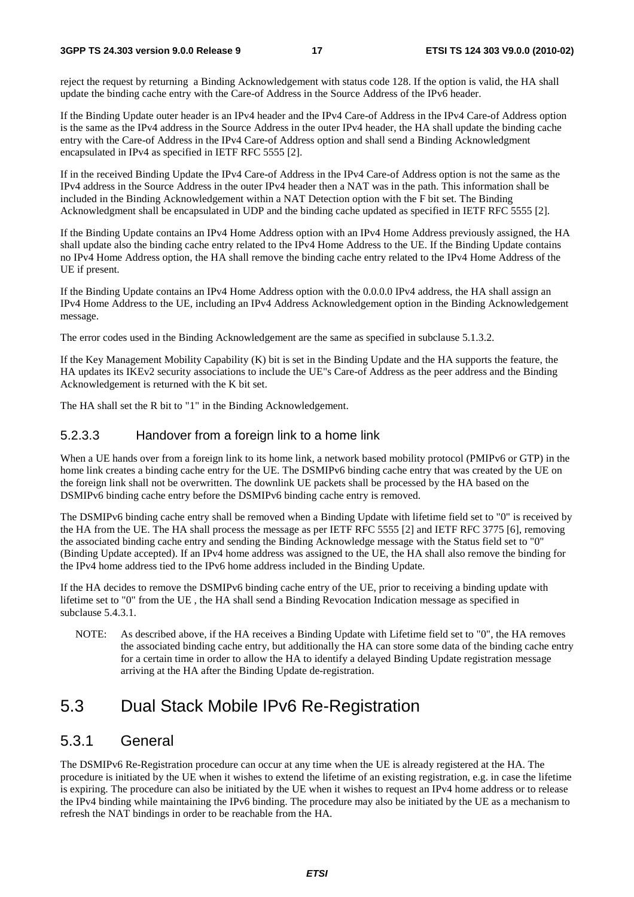reject the request by returning a Binding Acknowledgement with status code 128. If the option is valid, the HA shall update the binding cache entry with the Care-of Address in the Source Address of the IPv6 header.

If the Binding Update outer header is an IPv4 header and the IPv4 Care-of Address in the IPv4 Care-of Address option is the same as the IPv4 address in the Source Address in the outer IPv4 header, the HA shall update the binding cache entry with the Care-of Address in the IPv4 Care-of Address option and shall send a Binding Acknowledgment encapsulated in IPv4 as specified in IETF RFC 5555 [2].

If in the received Binding Update the IPv4 Care-of Address in the IPv4 Care-of Address option is not the same as the IPv4 address in the Source Address in the outer IPv4 header then a NAT was in the path. This information shall be included in the Binding Acknowledgement within a NAT Detection option with the F bit set. The Binding Acknowledgment shall be encapsulated in UDP and the binding cache updated as specified in IETF RFC 5555 [2].

If the Binding Update contains an IPv4 Home Address option with an IPv4 Home Address previously assigned, the HA shall update also the binding cache entry related to the IPv4 Home Address to the UE. If the Binding Update contains no IPv4 Home Address option, the HA shall remove the binding cache entry related to the IPv4 Home Address of the UE if present.

If the Binding Update contains an IPv4 Home Address option with the 0.0.0.0 IPv4 address, the HA shall assign an IPv4 Home Address to the UE, including an IPv4 Address Acknowledgement option in the Binding Acknowledgement message.

The error codes used in the Binding Acknowledgement are the same as specified in subclause 5.1.3.2.

If the Key Management Mobility Capability (K) bit is set in the Binding Update and the HA supports the feature, the HA updates its IKEv2 security associations to include the UE"s Care-of Address as the peer address and the Binding Acknowledgement is returned with the K bit set.

The HA shall set the R bit to "1" in the Binding Acknowledgement.

#### 5.2.3.3 Handover from a foreign link to a home link

When a UE hands over from a foreign link to its home link, a network based mobility protocol (PMIPv6 or GTP) in the home link creates a binding cache entry for the UE. The DSMIPv6 binding cache entry that was created by the UE on the foreign link shall not be overwritten. The downlink UE packets shall be processed by the HA based on the DSMIPv6 binding cache entry before the DSMIPv6 binding cache entry is removed.

The DSMIPv6 binding cache entry shall be removed when a Binding Update with lifetime field set to "0" is received by the HA from the UE. The HA shall process the message as per IETF RFC 5555 [2] and IETF RFC 3775 [6], removing the associated binding cache entry and sending the Binding Acknowledge message with the Status field set to "0" (Binding Update accepted). If an IPv4 home address was assigned to the UE, the HA shall also remove the binding for the IPv4 home address tied to the IPv6 home address included in the Binding Update.

If the HA decides to remove the DSMIPv6 binding cache entry of the UE, prior to receiving a binding update with lifetime set to "0" from the UE , the HA shall send a Binding Revocation Indication message as specified in subclause 5.4.3.1.

NOTE: As described above, if the HA receives a Binding Update with Lifetime field set to "0", the HA removes the associated binding cache entry, but additionally the HA can store some data of the binding cache entry for a certain time in order to allow the HA to identify a delayed Binding Update registration message arriving at the HA after the Binding Update de-registration.

## 5.3 Dual Stack Mobile IPv6 Re-Registration

### 5.3.1 General

The DSMIPv6 Re-Registration procedure can occur at any time when the UE is already registered at the HA. The procedure is initiated by the UE when it wishes to extend the lifetime of an existing registration, e.g. in case the lifetime is expiring. The procedure can also be initiated by the UE when it wishes to request an IPv4 home address or to release the IPv4 binding while maintaining the IPv6 binding. The procedure may also be initiated by the UE as a mechanism to refresh the NAT bindings in order to be reachable from the HA.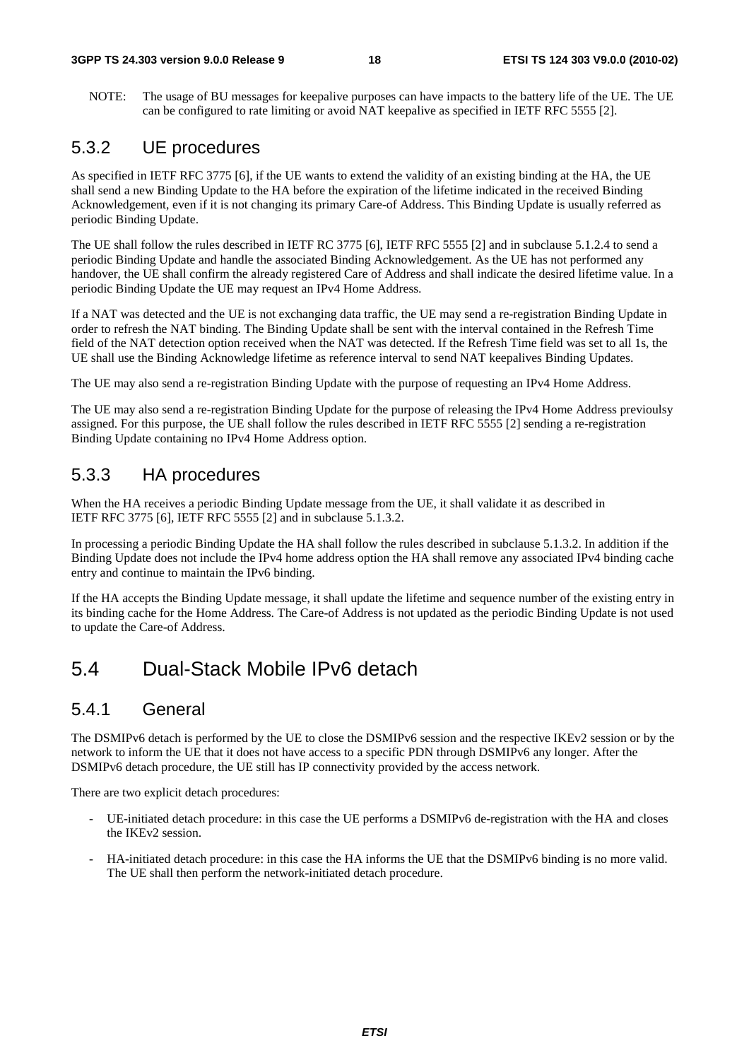NOTE: The usage of BU messages for keepalive purposes can have impacts to the battery life of the UE. The UE can be configured to rate limiting or avoid NAT keepalive as specified in IETF RFC 5555 [2].

### 5.3.2 UE procedures

As specified in IETF RFC 3775 [6], if the UE wants to extend the validity of an existing binding at the HA, the UE shall send a new Binding Update to the HA before the expiration of the lifetime indicated in the received Binding Acknowledgement, even if it is not changing its primary Care-of Address. This Binding Update is usually referred as periodic Binding Update.

The UE shall follow the rules described in IETF RC 3775 [6], IETF RFC 5555 [2] and in subclause 5.1.2.4 to send a periodic Binding Update and handle the associated Binding Acknowledgement. As the UE has not performed any handover, the UE shall confirm the already registered Care of Address and shall indicate the desired lifetime value. In a periodic Binding Update the UE may request an IPv4 Home Address.

If a NAT was detected and the UE is not exchanging data traffic, the UE may send a re-registration Binding Update in order to refresh the NAT binding. The Binding Update shall be sent with the interval contained in the Refresh Time field of the NAT detection option received when the NAT was detected. If the Refresh Time field was set to all 1s, the UE shall use the Binding Acknowledge lifetime as reference interval to send NAT keepalives Binding Updates.

The UE may also send a re-registration Binding Update with the purpose of requesting an IPv4 Home Address.

The UE may also send a re-registration Binding Update for the purpose of releasing the IPv4 Home Address previoulsy assigned. For this purpose, the UE shall follow the rules described in IETF RFC 5555 [2] sending a re-registration Binding Update containing no IPv4 Home Address option.

### 5.3.3 HA procedures

When the HA receives a periodic Binding Update message from the UE, it shall validate it as described in IETF RFC 3775 [6], IETF RFC 5555 [2] and in subclause 5.1.3.2.

In processing a periodic Binding Update the HA shall follow the rules described in subclause 5.1.3.2. In addition if the Binding Update does not include the IPv4 home address option the HA shall remove any associated IPv4 binding cache entry and continue to maintain the IPv6 binding.

If the HA accepts the Binding Update message, it shall update the lifetime and sequence number of the existing entry in its binding cache for the Home Address. The Care-of Address is not updated as the periodic Binding Update is not used to update the Care-of Address.

## 5.4 Dual-Stack Mobile IPv6 detach

### 5.4.1 General

The DSMIPv6 detach is performed by the UE to close the DSMIPv6 session and the respective IKEv2 session or by the network to inform the UE that it does not have access to a specific PDN through DSMIPv6 any longer. After the DSMIPv6 detach procedure, the UE still has IP connectivity provided by the access network.

There are two explicit detach procedures:

- UE-initiated detach procedure: in this case the UE performs a DSMIPv6 de-registration with the HA and closes the IKEv2 session.
- HA-initiated detach procedure: in this case the HA informs the UE that the DSMIPv6 binding is no more valid. The UE shall then perform the network-initiated detach procedure.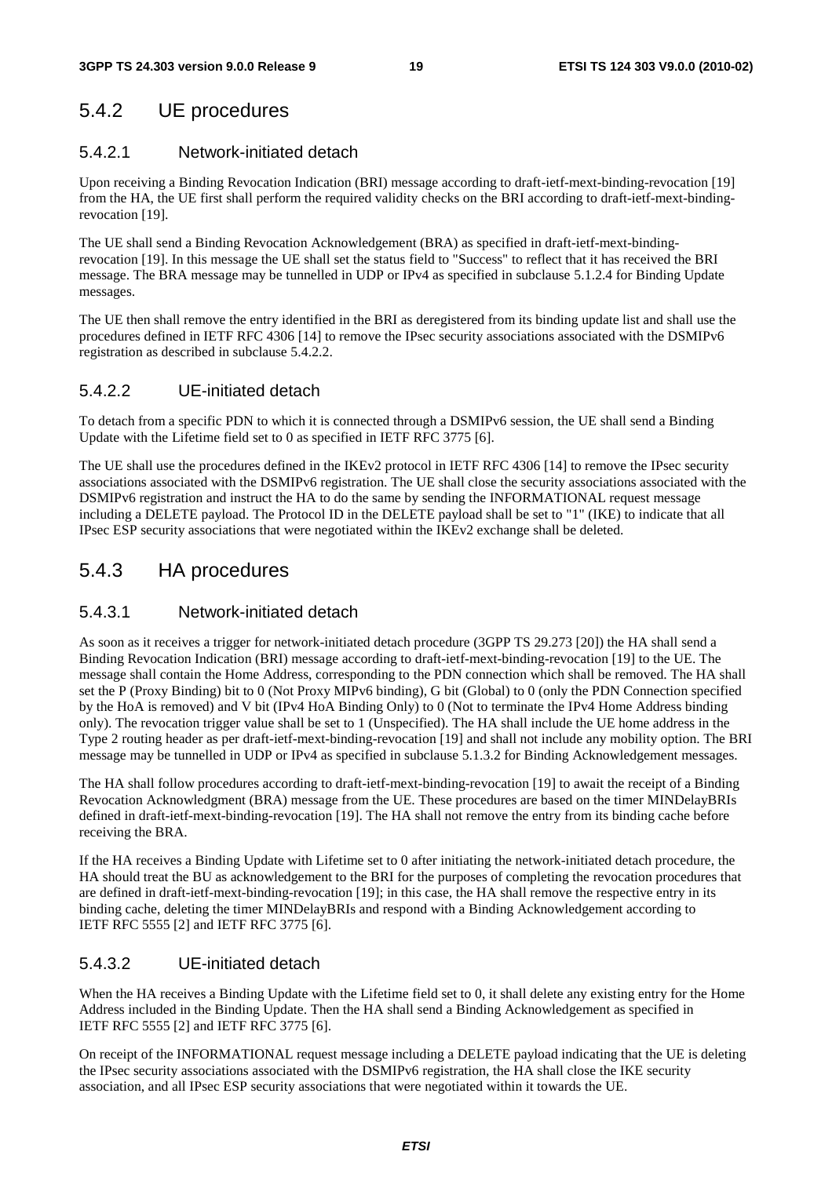## 5.4.2 UE procedures

### 5.4.2.1 Network-initiated detach

Upon receiving a Binding Revocation Indication (BRI) message according to draft-ietf-mext-binding-revocation [19] from the HA, the UE first shall perform the required validity checks on the BRI according to draft-ietf-mext-binding-revocation [19].

The UE shall send a Binding Revocation Acknowledgement (BRA) as specified in draft-ietf-mext-binding-revocation [19]. In this message the UE shall set the status field to "Success" to reflect that it has received the BRI message. The BRA message may be tunnelled in UDP or IPv4 as specified in subclause 5.1.2.4 for Binding Update messages.

The UE then shall remove the entry identified in the BRI as deregistered from its binding update list and shall use the procedures defined in IETF RFC 4306 [14] to remove the IPsec security associations associated with the DSMIPv6 registration as described in subclause 5.4.2.2.

### 5.4.2.2 UE-initiated detach

To detach from a specific PDN to which it is connected through a DSMIPv6 session, the UE shall send a Binding Update with the Lifetime field set to 0 as specified in IETF RFC 3775 [6].

The UE shall use the procedures defined in the IKEv2 protocol in IETF RFC 4306 [14] to remove the IPsec security associations associated with the DSMIPv6 registration. The UE shall close the security associations associated with the DSMIPv6 registration and instruct the HA to do the same by sending the INFORMATIONAL request message including a DELETE payload. The Protocol ID in the DELETE payload shall be set to "1" (IKE) to indicate that all IPsec ESP security associations that were negotiated within the IKEv2 exchange shall be deleted.

## 5.4.3 HA procedures

### 5.4.3.1 Network-initiated detach

As soon as it receives a trigger for network-initiated detach procedure (3GPP TS 29.273 [20]) the HA shall send a Binding Revocation Indication (BRI) message according to draft-ietf-mext-binding-revocation [19] to the UE. The message shall contain the Home Address, corresponding to the PDN connection which shall be removed. The HA shall set the P (Proxy Binding) bit to 0 (Not Proxy MIPv6 binding), G bit (Global) to 0 (only the PDN Connection specified by the HoA is removed) and V bit (IPv4 HoA Binding Only) to 0 (Not to terminate the IPv4 Home Address binding only). The revocation trigger value shall be set to 1 (Unspecified). The HA shall include the UE home address in the Type 2 routing header as per draft-ietf-mext-binding-revocation [19] and shall not include any mobility option. The BRI message may be tunnelled in UDP or IPv4 as specified in subclause 5.1.3.2 for Binding Acknowledgement messages.

The HA shall follow procedures according to draft-ietf-mext-binding-revocation [19] to await the receipt of a Binding Revocation Acknowledgment (BRA) message from the UE. These procedures are based on the timer MINDelayBRIs defined in draft-ietf-mext-binding-revocation [19]. The HA shall not remove the entry from its binding cache before receiving the BRA.

If the HA receives a Binding Update with Lifetime set to 0 after initiating the network-initiated detach procedure, the HA should treat the BU as acknowledgement to the BRI for the purposes of completing the revocation procedures that are defined in draft-ietf-mext-binding-revocation [19]; in this case, the HA shall remove the respective entry in its binding cache, deleting the timer MINDelayBRIs and respond with a Binding Acknowledgement according to IETF RFC 5555 [2] and IETF RFC 3775 [6].

### 5.4.3.2 UE-initiated detach

When the HA receives a Binding Update with the Lifetime field set to 0, it shall delete any existing entry for the Home Address included in the Binding Update. Then the HA shall send a Binding Acknowledgement as specified in IETF RFC 5555 [2] and IETF RFC 3775 [6].

On receipt of the INFORMATIONAL request message including a DELETE payload indicating that the UE is deleting the IPsec security associations associated with the DSMIPv6 registration, the HA shall close the IKE security association, and all IPsec ESP security associations that were negotiated within it towards the UE.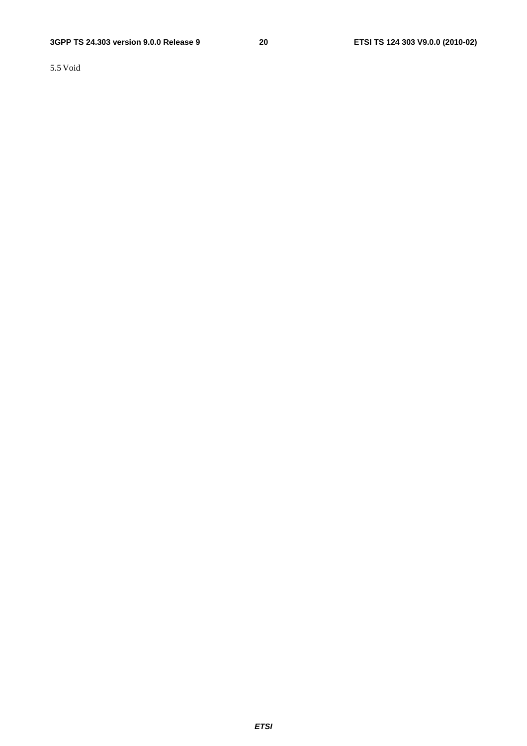## 5.5 Void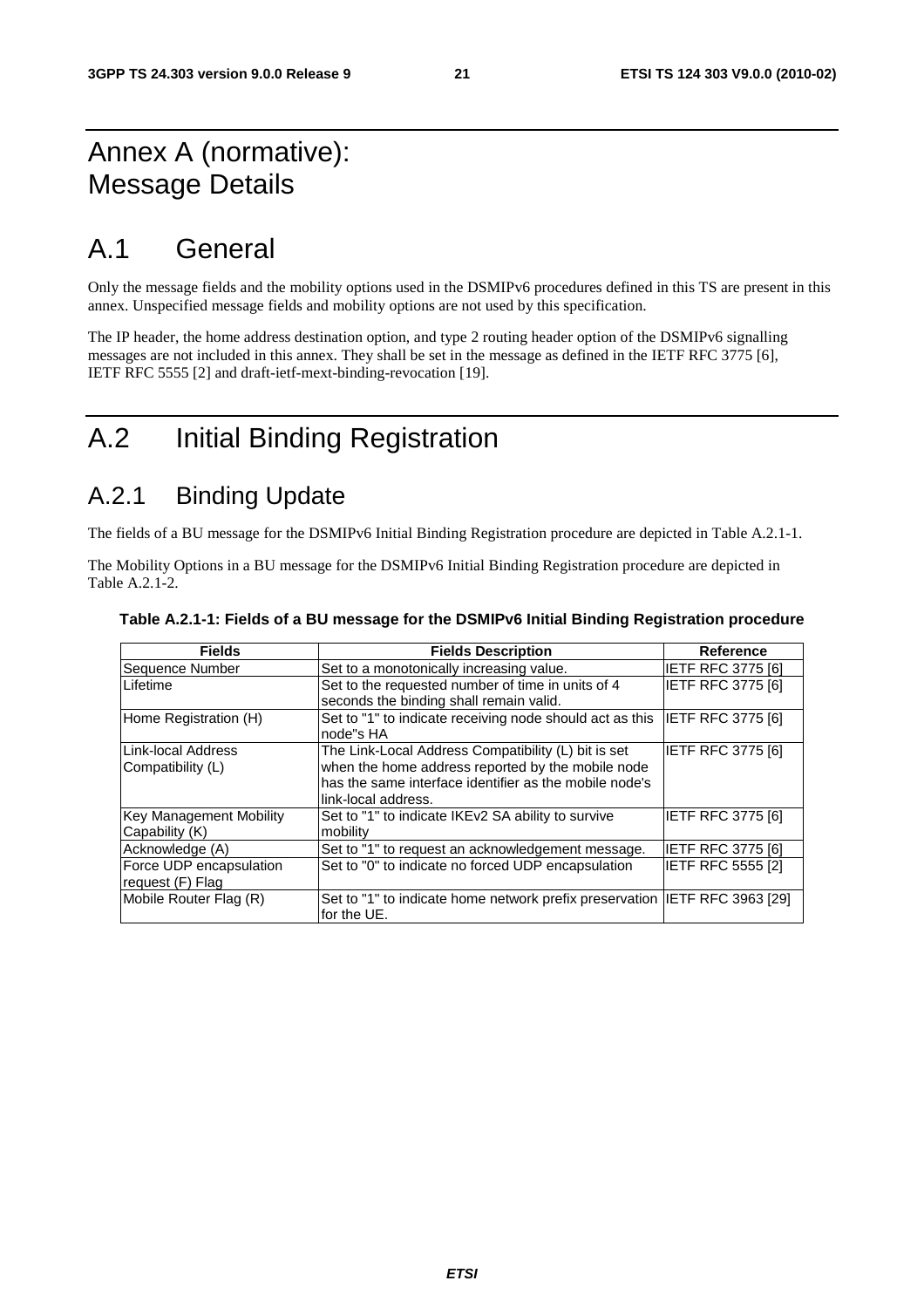# Annex A (normative): Message Details

# A.1 General

Only the message fields and the mobility options used in the DSMIPv6 procedures defined in this TS are present in this annex. Unspecified message fields and mobility options are not used by this specification.

The IP header, the home address destination option, and type 2 routing header option of the DSMIPv6 signalling messages are not included in this annex. They shall be set in the message as defined in the IETF RFC 3775 [6], IETF RFC 5555 [2] and draft-ietf-mext-binding-revocation [19].

# A.2 Initial Binding Registration

## A.2.1 Binding Update

The fields of a BU message for the DSMIPv6 Initial Binding Registration procedure are depicted in Table A.2.1-1.

The Mobility Options in a BU message for the DSMIPv6 Initial Binding Registration procedure are depicted in Table A.2.1-2.

**Table A.2.1-1: Fields of a BU message for the DSMIPv6 Initial Binding Registration procedure**

| Fields | Fields Description | Reference |
|---|---|---|
| Sequence Number | Set to a monotonically increasing value. | IETF RFC 3775 [6] |
| Lifetime | Set to the requested number of time in units of 4 seconds the binding shall remain valid. | IETF RFC 3775 [6] |
| Home Registration (H) | Set to "1" to indicate receiving node should act as this node"s HA | IETF RFC 3775 [6] |
| Link-local Address Compatibility (L) | The Link-Local Address Compatibility (L) bit is set when the home address reported by the mobile node has the same interface identifier as the mobile node's link-local address. | IETF RFC 3775 [6] |
| Key Management Mobility Capability (K) | Set to "1" to indicate IKEv2 SA ability to survive mobility | IETF RFC 3775 [6] |
| Acknowledge (A) | Set to "1" to request an acknowledgement message. | IETF RFC 3775 [6] |
| Force UDP encapsulation request (F) Flag | Set to "0" to indicate no forced UDP encapsulation | IETF RFC 5555 [2] |
| Mobile Router Flag (R) | Set to "1" to indicate home network prefix preservation for the UE. | IETF RFC 3963 [29] |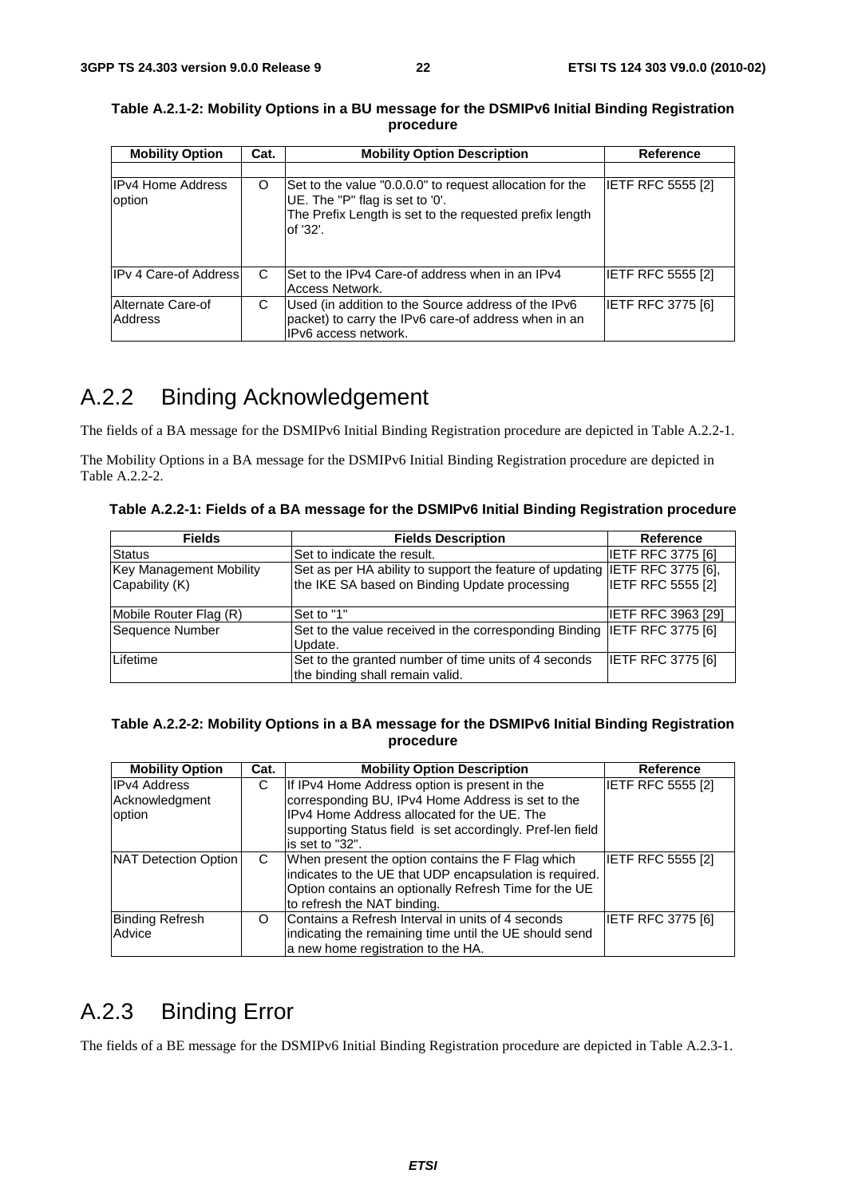**Table A.2.1-2: Mobility Options in a BU message for the DSMIPv6 Initial Binding Registration procedure**

| Mobility Option | Cat. | Mobility Option Description | Reference |
|---|---|---|---|
| | | | |
| IPv4 Home Address option | O | Set to the value "0.0.0.0" to request allocation for the UE. The "P" flag is set to '0'.<br>The Prefix Length is set to the requested prefix length of '32'. | IETF RFC 5555 [2] |
| IPv 4 Care-of Address | C | Set to the IPv4 Care-of address when in an IPv4 Access Network. | IETF RFC 5555 [2] |
| Alternate Care-of Address | C | Used (in addition to the Source address of the IPv6 packet) to carry the IPv6 care-of address when in an IPv6 access network. | IETF RFC 3775 [6] |

# A.2.2 Binding Acknowledgement

The fields of a BA message for the DSMIPv6 Initial Binding Registration procedure are depicted in Table A.2.2-1.

The Mobility Options in a BA message for the DSMIPv6 Initial Binding Registration procedure are depicted in Table A.2.2-2.

**Table A.2.2-1: Fields of a BA message for the DSMIPv6 Initial Binding Registration procedure**

| Fields | Fields Description | Reference |
|---|---|---|
| Status | Set to indicate the result. | IETF RFC 3775 [6] |
| Key Management Mobility Capability (K) | Set as per HA ability to support the feature of updating the IKE SA based on Binding Update processing | IETF RFC 3775 [6], IETF RFC 5555 [2] |
| Mobile Router Flag (R) | Set to "1" | IETF RFC 3963 [29] |
| Sequence Number | Set to the value received in the corresponding Binding Update. | IETF RFC 3775 [6] |
| Lifetime | Set to the granted number of time units of 4 seconds the binding shall remain valid. | IETF RFC 3775 [6] |

**Table A.2.2-2: Mobility Options in a BA message for the DSMIPv6 Initial Binding Registration procedure**

| Mobility Option | Cat. | Mobility Option Description | Reference |
|---|---|---|---|
| IPv4 Address Acknowledgment option | C | If IPv4 Home Address option is present in the corresponding BU, IPv4 Home Address is set to the IPv4 Home Address allocated for the UE. The supporting Status field is set accordingly. Pref-len field is set to "32". | IETF RFC 5555 [2] |
| NAT Detection Option | C | When present the option contains the F Flag which indicates to the UE that UDP encapsulation is required. Option contains an optionally Refresh Time for the UE to refresh the NAT binding. | IETF RFC 5555 [2] |
| Binding Refresh Advice | O | Contains a Refresh Interval in units of 4 seconds indicating the remaining time until the UE should send a new home registration to the HA. | IETF RFC 3775 [6] |

# A.2.3 Binding Error

The fields of a BE message for the DSMIPv6 Initial Binding Registration procedure are depicted in Table A.2.3-1.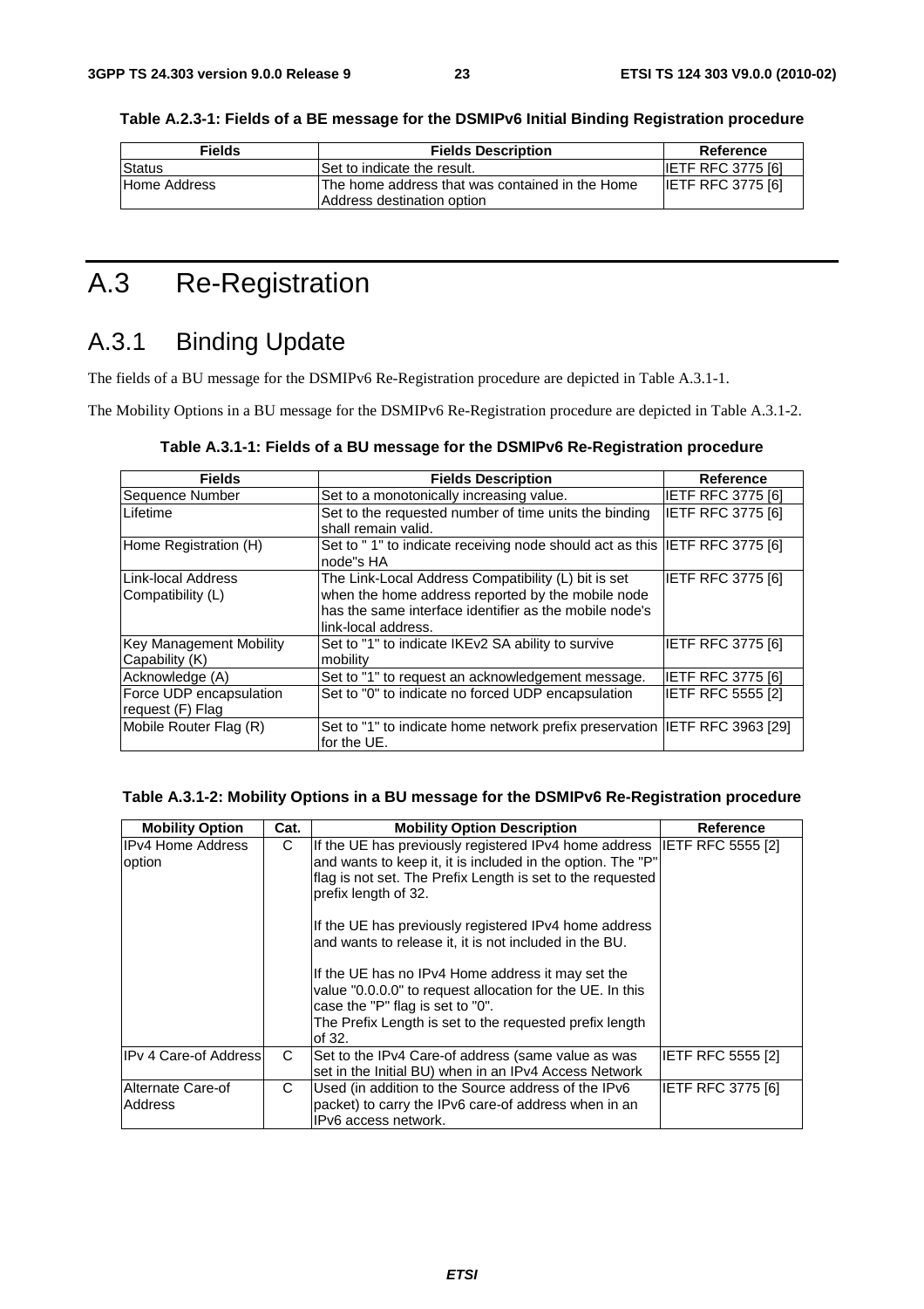**Table A.2.3-1: Fields of a BE message for the DSMIPv6 Initial Binding Registration procedure**

| Fields | Fields Description | Reference |
|---|---|---|
| Status | Set to indicate the result. | IETF RFC 3775 [6] |
| Home Address | The home address that was contained in the Home Address destination option | IETF RFC 3775 [6] |

# A.3 Re-Registration

## A.3.1 Binding Update

The fields of a BU message for the DSMIPv6 Re-Registration procedure are depicted in Table A.3.1-1.

The Mobility Options in a BU message for the DSMIPv6 Re-Registration procedure are depicted in Table A.3.1-2.

**Table A.3.1-1: Fields of a BU message for the DSMIPv6 Re-Registration procedure**

| Fields | Fields Description | Reference |
|---|---|---|
| Sequence Number | Set to a monotonically increasing value. | IETF RFC 3775 [6] |
| Lifetime | Set to the requested number of time units the binding shall remain valid. | IETF RFC 3775 [6] |
| Home Registration (H) | Set to " 1" to indicate receiving node should act as this node"s HA | IETF RFC 3775 [6] |
| Link-local Address Compatibility (L) | The Link-Local Address Compatibility (L) bit is set when the home address reported by the mobile node has the same interface identifier as the mobile node's link-local address. | IETF RFC 3775 [6] |
| Key Management Mobility Capability (K) | Set to "1" to indicate IKEv2 SA ability to survive mobility | IETF RFC 3775 [6] |
| Acknowledge (A) | Set to "1" to request an acknowledgement message. | IETF RFC 3775 [6] |
| Force UDP encapsulation request (F) Flag | Set to "0" to indicate no forced UDP encapsulation | IETF RFC 5555 [2] |
| Mobile Router Flag (R) | Set to "1" to indicate home network prefix preservation for the UE. | IETF RFC 3963 [29] |

**Table A.3.1-2: Mobility Options in a BU message for the DSMIPv6 Re-Registration procedure**

| Mobility Option | Cat. | Mobility Option Description | Reference |
|---|---|---|---|
| IPv4 Home Address option | C | If the UE has previously registered IPv4 home address and wants to keep it, it is included in the option. The "P" flag is not set. The Prefix Length is set to the requested prefix length of 32.<br><br>If the UE has previously registered IPv4 home address and wants to release it, it is not included in the BU.<br><br>If the UE has no IPv4 Home address it may set the value "0.0.0.0" to request allocation for the UE. In this case the "P" flag is set to "0".<br>The Prefix Length is set to the requested prefix length of 32. | IETF RFC 5555 [2] |
| IPv 4 Care-of Address | C | Set to the IPv4 Care-of address (same value as was set in the Initial BU) when in an IPv4 Access Network | IETF RFC 5555 [2] |
| Alternate Care-of Address | C | Used (in addition to the Source address of the IPv6 packet) to carry the IPv6 care-of address when in an IPv6 access network. | IETF RFC 3775 [6] |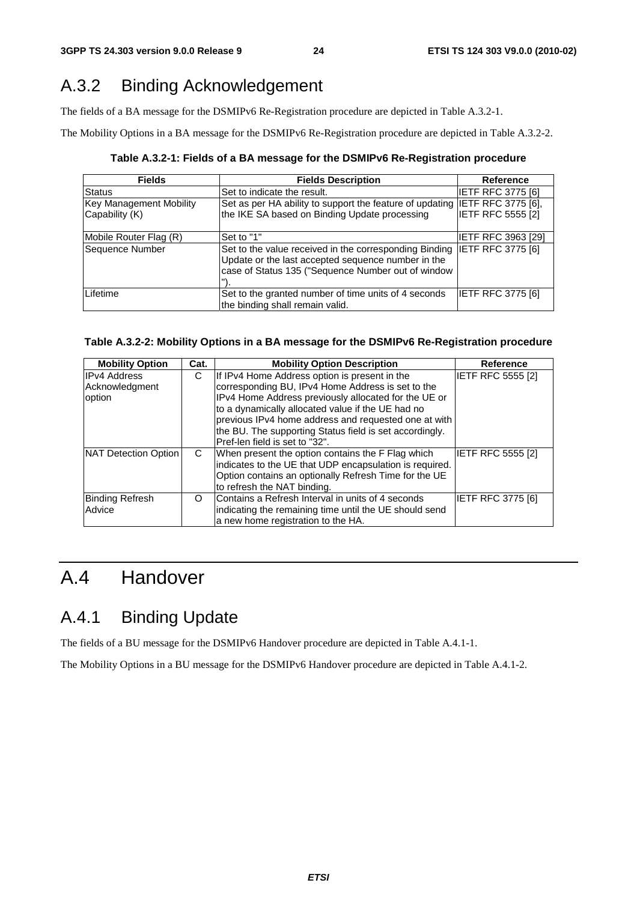## A.3.2 Binding Acknowledgement

The fields of a BA message for the DSMIPv6 Re-Registration procedure are depicted in Table A.3.2-1.

The Mobility Options in a BA message for the DSMIPv6 Re-Registration procedure are depicted in Table A.3.2-2.

**Table A.3.2-1: Fields of a BA message for the DSMIPv6 Re-Registration procedure**

| Fields | Fields Description | Reference |
|---|---|---|
| Status | Set to indicate the result. | IETF RFC 3775 [6] |
| Key Management Mobility Capability (K) | Set as per HA ability to support the feature of updating the IKE SA based on Binding Update processing | IETF RFC 3775 [6], IETF RFC 5555 [2] |
| Mobile Router Flag (R) | Set to "1" | IETF RFC 3963 [29] |
| Sequence Number | Set to the value received in the corresponding Binding Update or the last accepted sequence number in the case of Status 135 ("Sequence Number out of window "). | IETF RFC 3775 [6] |
| Lifetime | Set to the granted number of time units of 4 seconds the binding shall remain valid. | IETF RFC 3775 [6] |

**Table A.3.2-2: Mobility Options in a BA message for the DSMIPv6 Re-Registration procedure**

| Mobility Option | Cat. | Mobility Option Description | Reference |
|---|---|---|---|
| IPv4 Address Acknowledgment option | C | If IPv4 Home Address option is present in the corresponding BU, IPv4 Home Address is set to the IPv4 Home Address previously allocated for the UE or to a dynamically allocated value if the UE had no previous IPv4 home address and requested one at with the BU. The supporting Status field is set accordingly. Pref-len field is set to "32". | IETF RFC 5555 [2] |
| NAT Detection Option | C | When present the option contains the F Flag which indicates to the UE that UDP encapsulation is required. Option contains an optionally Refresh Time for the UE to refresh the NAT binding. | IETF RFC 5555 [2] |
| Binding Refresh Advice | O | Contains a Refresh Interval in units of 4 seconds indicating the remaining time until the UE should send a new home registration to the HA. | IETF RFC 3775 [6] |

# A.4 Handover

## A.4.1 Binding Update

The fields of a BU message for the DSMIPv6 Handover procedure are depicted in Table A.4.1-1.

The Mobility Options in a BU message for the DSMIPv6 Handover procedure are depicted in Table A.4.1-2.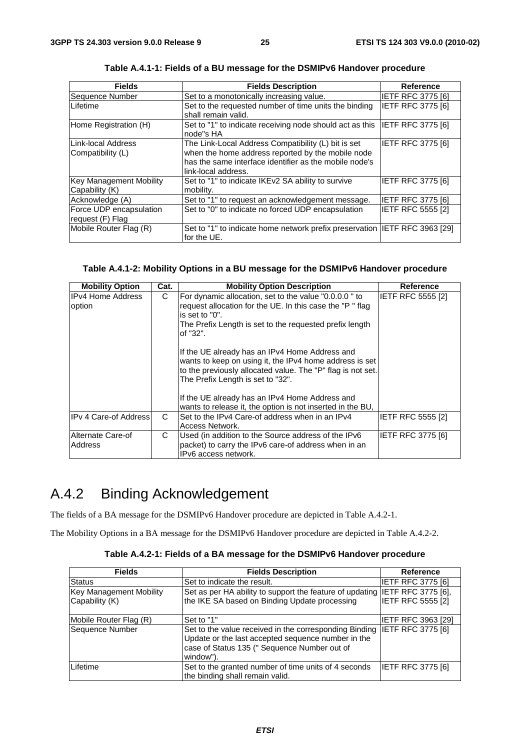**Table A.4.1-1: Fields of a BU message for the DSMIPv6 Handover procedure**

| Fields | Fields Description | Reference |
|---|---|---|
| Sequence Number | Set to a monotonically increasing value. | IETF RFC 3775 [6] |
| Lifetime | Set to the requested number of time units the binding shall remain valid. | IETF RFC 3775 [6] |
| Home Registration (H) | Set to "1" to indicate receiving node should act as this node"s HA | IETF RFC 3775 [6] |
| Link-local Address Compatibility (L) | The Link-Local Address Compatibility (L) bit is set when the home address reported by the mobile node has the same interface identifier as the mobile node's link-local address. | IETF RFC 3775 [6] |
| Key Management Mobility Capability (K) | Set to "1" to indicate IKEv2 SA ability to survive mobility. | IETF RFC 3775 [6] |
| Acknowledge (A) | Set to "1" to request an acknowledgement message. | IETF RFC 3775 [6] |
| Force UDP encapsulation request (F) Flag | Set to "0" to indicate no forced UDP encapsulation | IETF RFC 5555 [2] |
| Mobile Router Flag (R) | Set to "1" to indicate home network prefix preservation for the UE. | IETF RFC 3963 [29] |

**Table A.4.1-2: Mobility Options in a BU message for the DSMIPv6 Handover procedure**

| Mobility Option | Cat. | Mobility Option Description | Reference |
|---|---|---|---|
| IPv4 Home Address option | C | For dynamic allocation, set to the value "0.0.0.0 " to request allocation for the UE. In this case the "P " flag is set to "0".<br>The Prefix Length is set to the requested prefix length of "32".<br><br>If the UE already has an IPv4 Home Address and wants to keep on using it, the IPv4 home address is set to the previously allocated value. The "P" flag is not set. The Prefix Length is set to "32".<br><br>If the UE already has an IPv4 Home Address and wants to release it, the option is not inserted in the BU, | IETF RFC 5555 [2] |
| IPv 4 Care-of Address | C | Set to the IPv4 Care-of address when in an IPv4 Access Network. | IETF RFC 5555 [2] |
| Alternate Care-of Address | C | Used (in addition to the Source address of the IPv6 packet) to carry the IPv6 care-of address when in an IPv6 access network. | IETF RFC 3775 [6] |

# A.4.2 Binding Acknowledgement

The fields of a BA message for the DSMIPv6 Handover procedure are depicted in Table A.4.2-1.

The Mobility Options in a BA message for the DSMIPv6 Handover procedure are depicted in Table A.4.2-2.

**Table A.4.2-1: Fields of a BA message for the DSMIPv6 Handover procedure**

| Fields | Fields Description | Reference |
|---|---|---|
| Status | Set to indicate the result. | IETF RFC 3775 [6] |
| Key Management Mobility Capability (K) | Set as per HA ability to support the feature of updating the IKE SA based on Binding Update processing | IETF RFC 3775 [6], IETF RFC 5555 [2] |
| Mobile Router Flag (R) | Set to "1" | IETF RFC 3963 [29] |
| Sequence Number | Set to the value received in the corresponding Binding Update or the last accepted sequence number in the case of Status 135 (" Sequence Number out of window"). | IETF RFC 3775 [6] |
| Lifetime | Set to the granted number of time units of 4 seconds the binding shall remain valid. | IETF RFC 3775 [6] |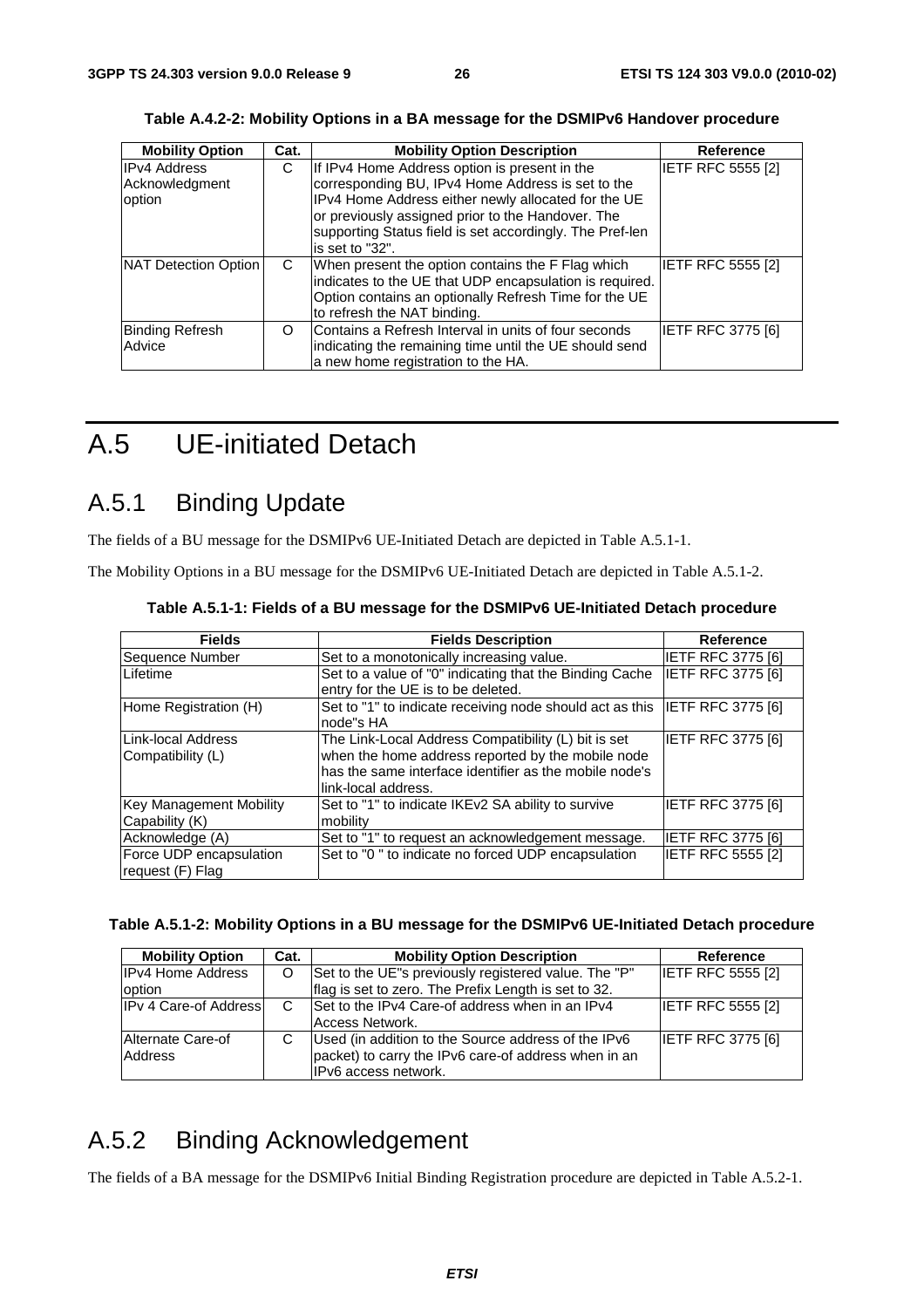**Table A.4.2-2: Mobility Options in a BA message for the DSMIPv6 Handover procedure**

| Mobility Option | Cat. | Mobility Option Description | Reference |
|---|---|---|---|
| IPv4 Address Acknowledgment option | C | If IPv4 Home Address option is present in the corresponding BU, IPv4 Home Address is set to the IPv4 Home Address either newly allocated for the UE or previously assigned prior to the Handover. The supporting Status field is set accordingly. The Pref-len is set to "32". | IETF RFC 5555 [2] |
| NAT Detection Option | C | When present the option contains the F Flag which indicates to the UE that UDP encapsulation is required. Option contains an optionally Refresh Time for the UE to refresh the NAT binding. | IETF RFC 5555 [2] |
| Binding Refresh Advice | O | Contains a Refresh Interval in units of four seconds indicating the remaining time until the UE should send a new home registration to the HA. | IETF RFC 3775 [6] |

# A.5 UE-initiated Detach

## A.5.1 Binding Update

The fields of a BU message for the DSMIPv6 UE-Initiated Detach are depicted in Table A.5.1-1.

The Mobility Options in a BU message for the DSMIPv6 UE-Initiated Detach are depicted in Table A.5.1-2.

**Table A.5.1-1: Fields of a BU message for the DSMIPv6 UE-Initiated Detach procedure**

| Fields | Fields Description | Reference |
|---|---|---|
| Sequence Number | Set to a monotonically increasing value. | IETF RFC 3775 [6] |
| Lifetime | Set to a value of "0" indicating that the Binding Cache entry for the UE is to be deleted. | IETF RFC 3775 [6] |
| Home Registration (H) | Set to "1" to indicate receiving node should act as this node"s HA | IETF RFC 3775 [6] |
| Link-local Address Compatibility (L) | The Link-Local Address Compatibility (L) bit is set when the home address reported by the mobile node has the same interface identifier as the mobile node's link-local address. | IETF RFC 3775 [6] |
| Key Management Mobility Capability (K) | Set to "1" to indicate IKEv2 SA ability to survive mobility | IETF RFC 3775 [6] |
| Acknowledge (A) | Set to "1" to request an acknowledgement message. | IETF RFC 3775 [6] |
| Force UDP encapsulation request (F) Flag | Set to "0 " to indicate no forced UDP encapsulation | IETF RFC 5555 [2] |

**Table A.5.1-2: Mobility Options in a BU message for the DSMIPv6 UE-Initiated Detach procedure**

| Mobility Option | Cat. | Mobility Option Description | Reference |
|---|---|---|---|
| IPv4 Home Address option | O | Set to the UE"s previously registered value. The "P" flag is set to zero. The Prefix Length is set to 32. | IETF RFC 5555 [2] |
| IPv 4 Care-of Address | C | Set to the IPv4 Care-of address when in an IPv4 Access Network. | IETF RFC 5555 [2] |
| Alternate Care-of Address | C | Used (in addition to the Source address of the IPv6 packet) to carry the IPv6 care-of address when in an IPv6 access network. | IETF RFC 3775 [6] |

## A.5.2 Binding Acknowledgement

The fields of a BA message for the DSMIPv6 Initial Binding Registration procedure are depicted in Table A.5.2-1.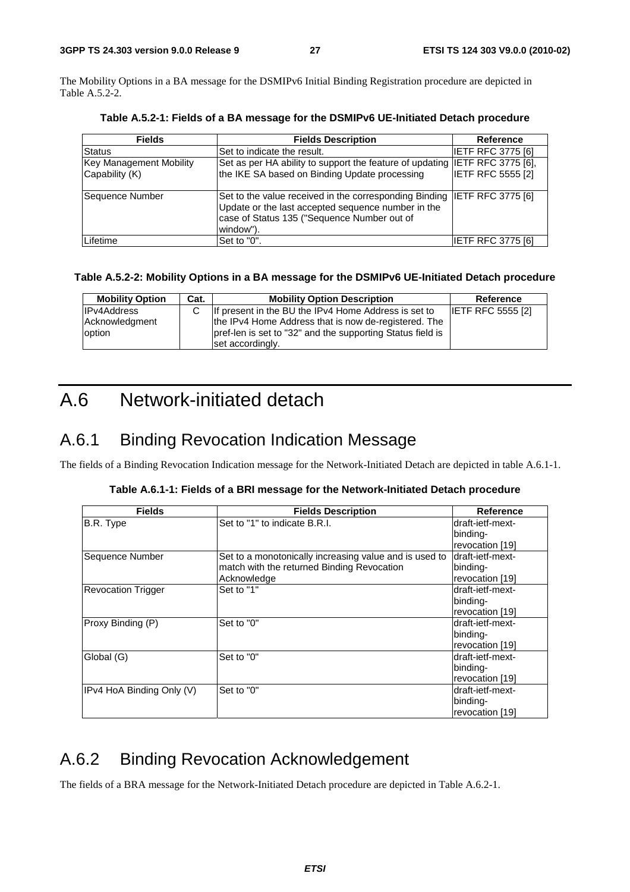The Mobility Options in a BA message for the DSMIPv6 Initial Binding Registration procedure are depicted in Table A.5.2-2.

**Table A.5.2-1: Fields of a BA message for the DSMIPv6 UE-Initiated Detach procedure**

| Fields | Fields Description | Reference |
| --- | --- | --- |
| Status | Set to indicate the result. | IETF RFC 3775 [6] |
| Key Management Mobility Capability (K) | Set as per HA ability to support the feature of updating the IKE SA based on Binding Update processing | IETF RFC 3775 [6], IETF RFC 5555 [2] |
| Sequence Number | Set to the value received in the corresponding Binding Update or the last accepted sequence number in the case of Status 135 ("Sequence Number out of window"). | IETF RFC 3775 [6] |
| Lifetime | Set to "0". | IETF RFC 3775 [6] |

**Table A.5.2-2: Mobility Options in a BA message for the DSMIPv6 UE-Initiated Detach procedure**

| Mobility Option | Cat. | Mobility Option Description | Reference |
| --- | --- | --- | --- |
| IPv4Address Acknowledgment option | C | If present in the BU the IPv4 Home Address is set to the IPv4 Home Address that is now de-registered. The pref-len is set to "32" and the supporting Status field is set accordingly. | IETF RFC 5555 [2] |

# A.6 Network-initiated detach

## A.6.1 Binding Revocation Indication Message

The fields of a Binding Revocation Indication message for the Network-Initiated Detach are depicted in table A.6.1-1.

**Table A.6.1-1: Fields of a BRI message for the Network-Initiated Detach procedure**

| Fields | Fields Description | Reference |
| --- | --- | --- |
| B.R. Type | Set to "1" to indicate B.R.I. | draft-ietf-mext-binding-revocation [19] |
| Sequence Number | Set to a monotonically increasing value and is used to match with the returned Binding Revocation Acknowledge | draft-ietf-mext-binding-revocation [19] |
| Revocation Trigger | Set to "1" | draft-ietf-mext-binding-revocation [19] |
| Proxy Binding (P) | Set to "0" | draft-ietf-mext-binding-revocation [19] |
| Global (G) | Set to "0" | draft-ietf-mext-binding-revocation [19] |
| IPv4 HoA Binding Only (V) | Set to "0" | draft-ietf-mext-binding-revocation [19] |

## A.6.2 Binding Revocation Acknowledgement

The fields of a BRA message for the Network-Initiated Detach procedure are depicted in Table A.6.2-1.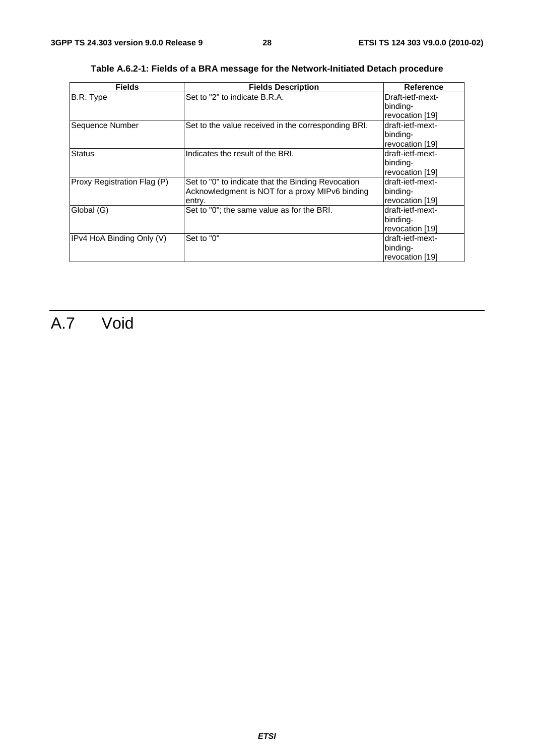**Table A.6.2-1: Fields of a BRA message for the Network-Initiated Detach procedure**

| Fields | Fields Description | Reference |
|---|---|---|
| B.R. Type | Set to "2" to indicate B.R.A. | Draft-ietf-mext-binding-revocation [19] |
| Sequence Number | Set to the value received in the corresponding BRI. | draft-ietf-mext-binding-revocation [19] |
| Status | Indicates the result of the BRI. | draft-ietf-mext-binding-revocation [19] |
| Proxy Registration Flag (P) | Set to "0" to indicate that the Binding Revocation Acknowledgment is NOT for a proxy MIPv6 binding entry. | draft-ietf-mext-binding-revocation [19] |
| Global (G) | Set to "0"; the same value as for the BRI. | draft-ietf-mext-binding-revocation [19] |
| IPv4 HoA Binding Only (V) | Set to "0" | draft-ietf-mext-binding-revocation [19] |

# A.7 Void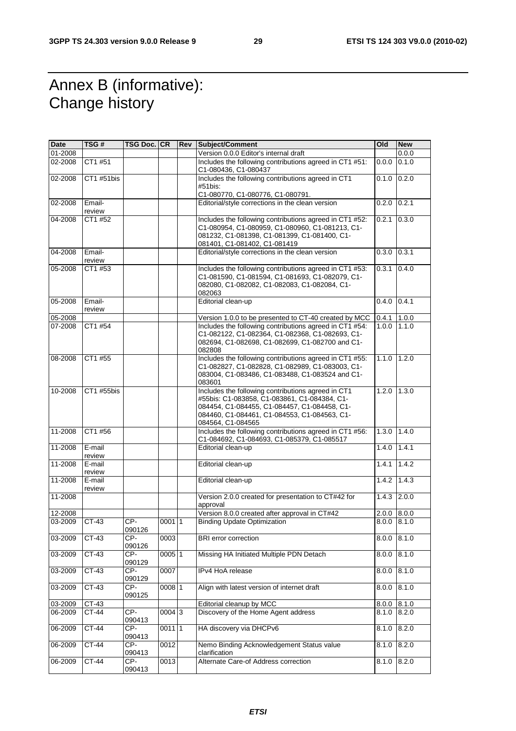# Annex B (informative): Change history

| Date | TSG # | TSG Doc. | CR | Rev | Subject/Comment | Old | New |
|---|---|---|---|---|---|---|---|
| 01-2008 | | | | | Version 0.0.0 Editor's internal draft | | 0.0.0 |
| 02-2008 | CT1 #51 | | | | Includes the following contributions agreed in CT1 #51: C1-080436, C1-080437 | 0.0.0 | 0.1.0 |
| 02-2008 | CT1 #51bis | | | | Includes the following contributions agreed in CT1 #51bis: C1-080770, C1-080776, C1-080791. | 0.1.0 | 0.2.0 |
| 02-2008 | Email-review | | | | Editorial/style corrections in the clean version | 0.2.0 | 0.2.1 |
| 04-2008 | CT1 #52 | | | | Includes the following contributions agreed in CT1 #52: C1-080954, C1-080959, C1-080960, C1-081213, C1-081232, C1-081398, C1-081399, C1-081400, C1-081401, C1-081402, C1-081419 | 0.2.1 | 0.3.0 |
| 04-2008 | Email-review | | | | Editorial/style corrections in the clean version | 0.3.0 | 0.3.1 |
| 05-2008 | CT1 #53 | | | | Includes the following contributions agreed in CT1 #53: C1-081590, C1-081594, C1-081693, C1-082079, C1-082080, C1-082082, C1-082083, C1-082084, C1-082063 | 0.3.1 | 0.4.0 |
| 05-2008 | Email-review | | | | Editorial clean-up | 0.4.0 | 0.4.1 |
| 05-2008 | | | | | Version 1.0.0 to be presented to CT-40 created by MCC | 0.4.1 | 1.0.0 |
| 07-2008 | CT1 #54 | | | | Includes the following contributions agreed in CT1 #54: C1-082122, C1-082364, C1-082368, C1-082693, C1-082694, C1-082698, C1-082699, C1-082700 and C1-082808 | 1.0.0 | 1.1.0 |
| 08-2008 | CT1 #55 | | | | Includes the following contributions agreed in CT1 #55: C1-082827, C1-082828, C1-082989, C1-083003, C1-083004, C1-083486, C1-083488, C1-083524 and C1-083601 | 1.1.0 | 1.2.0 |
| 10-2008 | CT1 #55bis | | | | Includes the following contributions agreed in CT1 #55bis: C1-083858, C1-083861, C1-084384, C1-084454, C1-084455, C1-084457, C1-084458, C1-084460, C1-084461, C1-084553, C1-084563, C1-084564, C1-084565 | 1.2.0 | 1.3.0 |
| 11-2008 | CT1 #56 | | | | Includes the following contributions agreed in CT1 #56: C1-084692, C1-084693, C1-085379, C1-085517 | 1.3.0 | 1.4.0 |
| 11-2008 | E-mail review | | | | Editorial clean-up | 1.4.0 | 1.4.1 |
| 11-2008 | E-mail review | | | | Editorial clean-up | 1.4.1 | 1.4.2 |
| 11-2008 | E-mail review | | | | Editorial clean-up | 1.4.2 | 1.4.3 |
| 11-2008 | | | | | Version 2.0.0 created for presentation to CT#42 for approval | 1.4.3 | 2.0.0 |
| 12-2008 | | | | | Version 8.0.0 created after approval in CT#42 | 2.0.0 | 8.0.0 |
| 03-2009 | CT-43 | CP-090126 | 0001 | 1 | Binding Update Optimization | 8.0.0 | 8.1.0 |
| 03-2009 | CT-43 | CP-090126 | 0003 | | BRI error correction | 8.0.0 | 8.1.0 |
| 03-2009 | CT-43 | CP-090129 | 0005 | 1 | Missing HA Initiated Multiple PDN Detach | 8.0.0 | 8.1.0 |
| 03-2009 | CT-43 | CP-090129 | 0007 | | IPv4 HoA release | 8.0.0 | 8.1.0 |
| 03-2009 | CT-43 | CP-090125 | 0008 | 1 | Align with latest version of internet draft | 8.0.0 | 8.1.0 |
| 03-2009 | CT-43 | | | | Editorial cleanup by MCC | 8.0.0 | 8.1.0 |
| 06-2009 | CT-44 | CP-090413 | 0004 | 3 | Discovery of the Home Agent address | 8.1.0 | 8.2.0 |
| 06-2009 | CT-44 | CP-090413 | 0011 | 1 | HA discovery via DHCPv6 | 8.1.0 | 8.2.0 |
| 06-2009 | CT-44 | CP-090413 | 0012 | | Nemo Binding Acknowledgement Status value clarification | 8.1.0 | 8.2.0 |
| 06-2009 | CT-44 | CP-090413 | 0013 | | Alternate Care-of Address correction | 8.1.0 | 8.2.0 |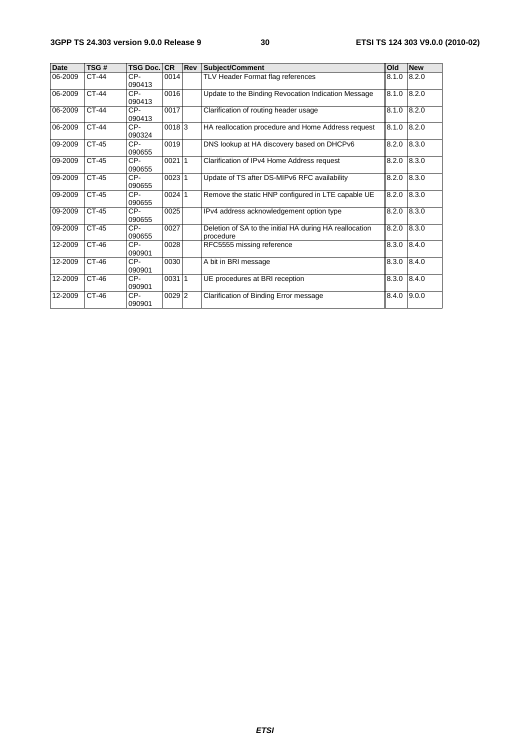| Date | TSG # | TSG Doc. | CR | Rev | Subject/Comment | Old | New |
|---|---|---|---|---|---|---|---|
| 06-2009 | CT-44 | CP-090413 | 0014 | | TLV Header Format flag references | 8.1.0 | 8.2.0 |
| 06-2009 | CT-44 | CP-090413 | 0016 | | Update to the Binding Revocation Indication Message | 8.1.0 | 8.2.0 |
| 06-2009 | CT-44 | CP-090413 | 0017 | | Clarification of routing header usage | 8.1.0 | 8.2.0 |
| 06-2009 | CT-44 | CP-090324 | 0018 | 3 | HA reallocation procedure and Home Address request | 8.1.0 | 8.2.0 |
| 09-2009 | CT-45 | CP-090655 | 0019 | | DNS lookup at HA discovery based on DHCPv6 | 8.2.0 | 8.3.0 |
| 09-2009 | CT-45 | CP-090655 | 0021 | 1 | Clarification of IPv4 Home Address request | 8.2.0 | 8.3.0 |
| 09-2009 | CT-45 | CP-090655 | 0023 | 1 | Update of TS after DS-MIPv6 RFC availability | 8.2.0 | 8.3.0 |
| 09-2009 | CT-45 | CP-090655 | 0024 | 1 | Remove the static HNP configured in LTE capable UE | 8.2.0 | 8.3.0 |
| 09-2009 | CT-45 | CP-090655 | 0025 | | IPv4 address acknowledgement option type | 8.2.0 | 8.3.0 |
| 09-2009 | CT-45 | CP-090655 | 0027 | | Deletion of SA to the initial HA during HA reallocation procedure | 8.2.0 | 8.3.0 |
| 12-2009 | CT-46 | CP-090901 | 0028 | | RFC5555 missing reference | 8.3.0 | 8.4.0 |
| 12-2009 | CT-46 | CP-090901 | 0030 | | A bit in BRI message | 8.3.0 | 8.4.0 |
| 12-2009 | CT-46 | CP-090901 | 0031 | 1 | UE procedures at BRI reception | 8.3.0 | 8.4.0 |
| 12-2009 | CT-46 | CP-090901 | 0029 | 2 | Clarification of Binding Error message | 8.4.0 | 9.0.0 |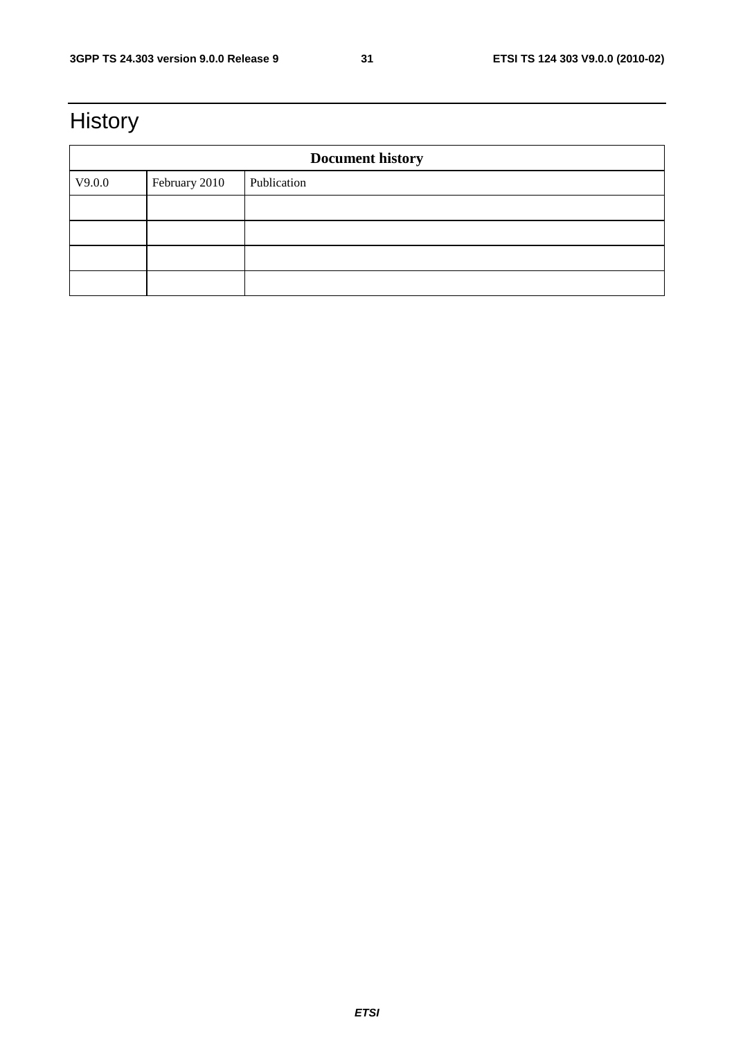# History

| Document history | | |
| --- | --- | --- |
| V9.0.0 | February 2010 | Publication |
| | | |
| | | |
| | | |
| | | |